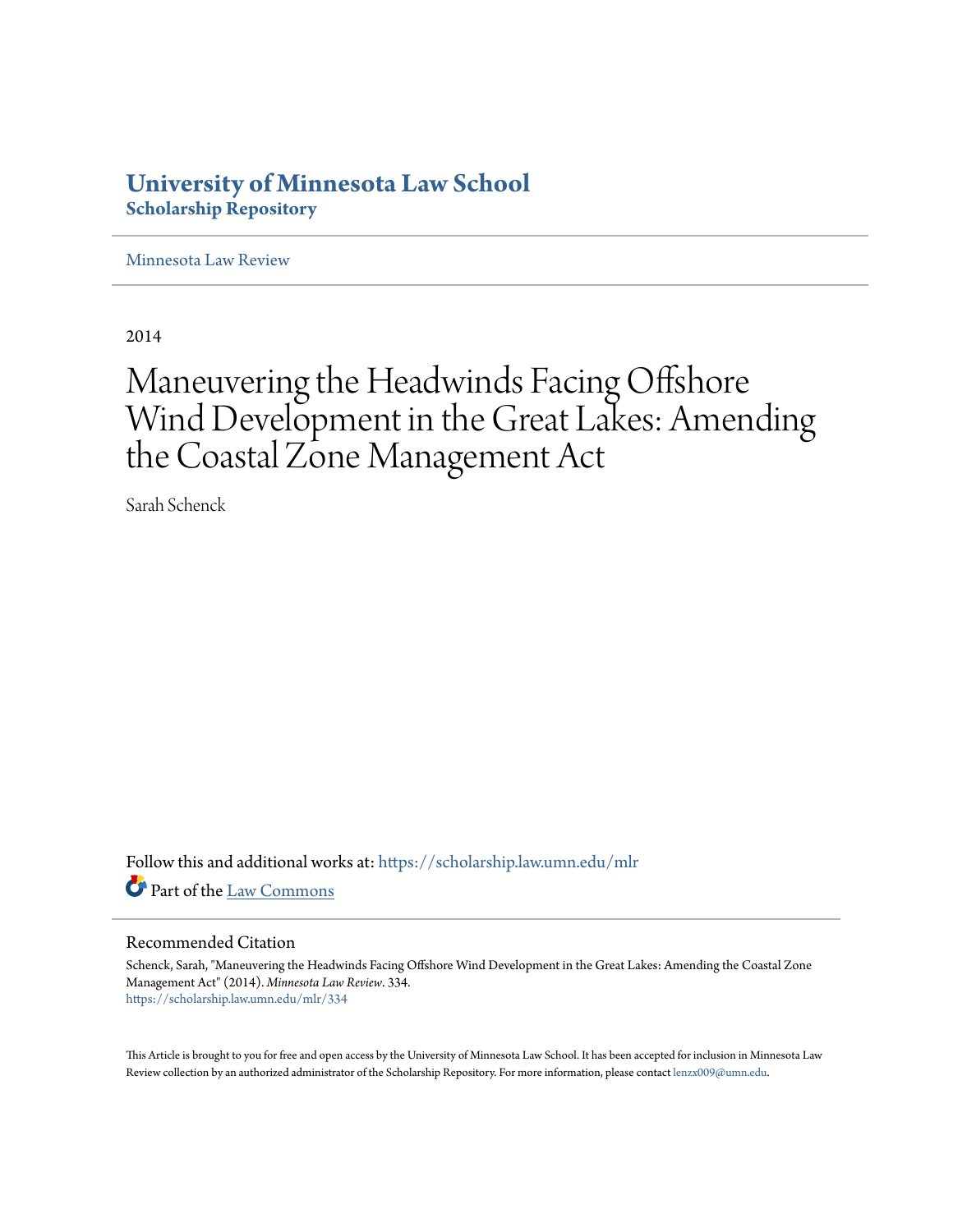# University of Minnesota Law School
## Scholarship Repository

Minnesota Law Review

2014

# Maneuvering the Headwinds Facing Offshore Wind Development in the Great Lakes: Amending the Coastal Zone Management Act

Sarah Schenck

Follow this and additional works at: https://scholarship.law.umn.edu/mlr

Part of the Law Commons

### Recommended Citation

Schenck, Sarah, "Maneuvering the Headwinds Facing Offshore Wind Development in the Great Lakes: Amending the Coastal Zone Management Act" (2014). *Minnesota Law Review*. 334.
https://scholarship.law.umn.edu/mlr/334

This Article is brought to you for free and open access by the University of Minnesota Law School. It has been accepted for inclusion in Minnesota Law Review collection by an authorized administrator of the Scholarship Repository. For more information, please contact lenzx009@umn.edu.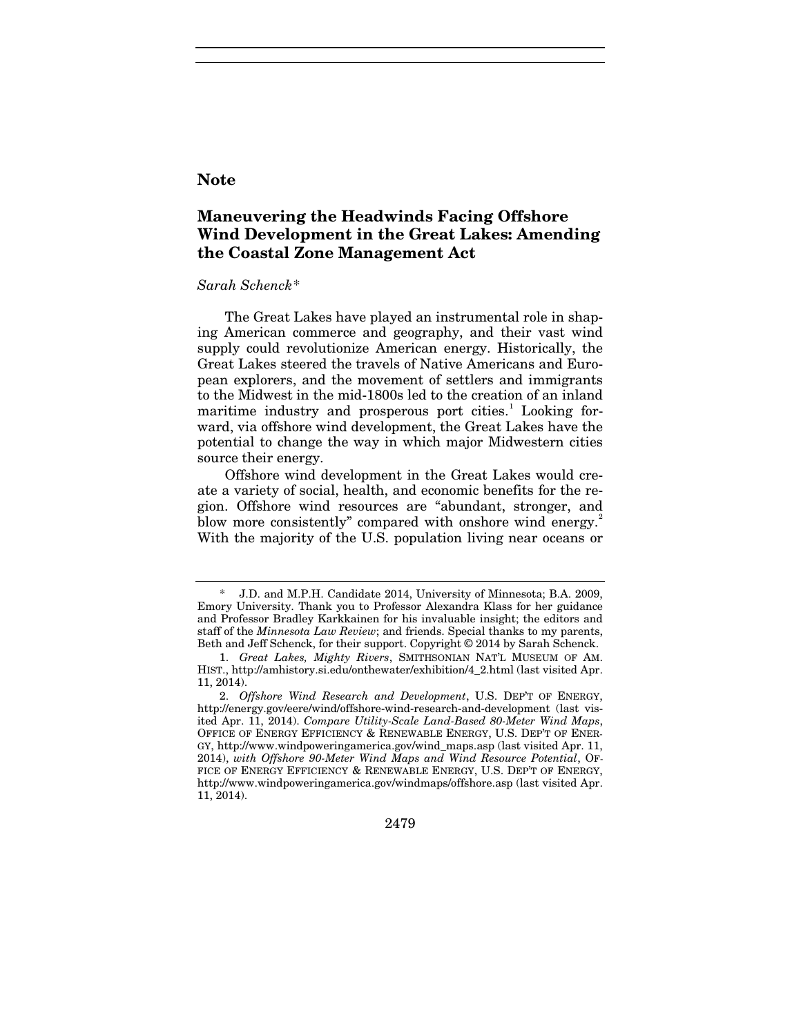**Note**

# Maneuvering the Headwinds Facing Offshore Wind Development in the Great Lakes: Amending the Coastal Zone Management Act

*Sarah Schenck\**

The Great Lakes have played an instrumental role in shaping American commerce and geography, and their vast wind supply could revolutionize American energy. Historically, the Great Lakes steered the travels of Native Americans and European explorers, and the movement of settlers and immigrants to the Midwest in the mid-1800s led to the creation of an inland maritime industry and prosperous port cities.[1] Looking forward, via offshore wind development, the Great Lakes have the potential to change the way in which major Midwestern cities source their energy.

Offshore wind development in the Great Lakes would create a variety of social, health, and economic benefits for the region. Offshore wind resources are "abundant, stronger, and blow more consistently" compared with onshore wind energy.[2] With the majority of the U.S. population living near oceans or

---

\* J.D. and M.P.H. Candidate 2014, University of Minnesota; B.A. 2009, Emory University. Thank you to Professor Alexandra Klass for her guidance and Professor Bradley Karkkainen for his invaluable insight; the editors and staff of the *Minnesota Law Review*; and friends. Special thanks to my parents, Beth and Jeff Schenck, for their support. Copyright © 2014 by Sarah Schenck.

1. *Great Lakes, Mighty Rivers*, SMITHSONIAN NAT'L MUSEUM OF AM. HIST., http://amhistory.si.edu/onthewater/exhibition/4_2.html (last visited Apr. 11, 2014).

2. *Offshore Wind Research and Development*, U.S. DEP'T OF ENERGY, http://energy.gov/eere/wind/offshore-wind-research-and-development (last visited Apr. 11, 2014). *Compare Utility-Scale Land-Based 80-Meter Wind Maps*, OFFICE OF ENERGY EFFICIENCY & RENEWABLE ENERGY, U.S. DEP'T OF ENERGY, http://www.windpoweringamerica.gov/wind_maps.asp (last visited Apr. 11, 2014), *with Offshore 90-Meter Wind Maps and Wind Resource Potential*, OFFICE OF ENERGY EFFICIENCY & RENEWABLE ENERGY, U.S. DEP'T OF ENERGY, http://www.windpoweringamerica.gov/windmaps/offshore.asp (last visited Apr. 11, 2014).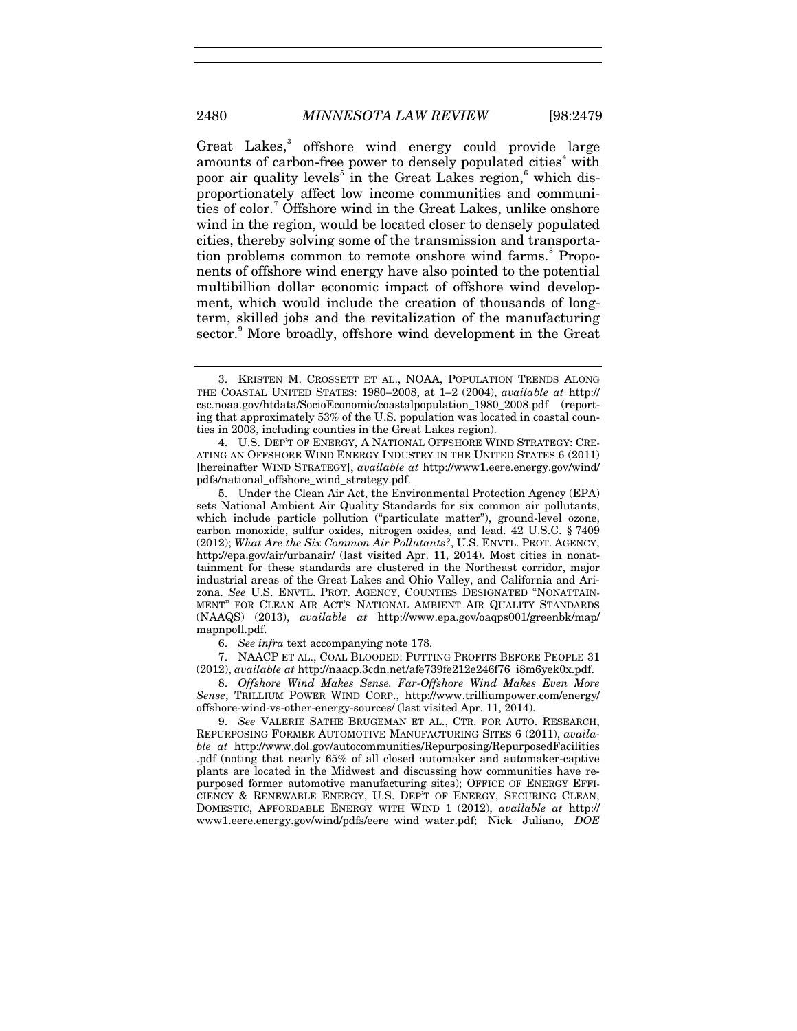Great Lakes,[3] offshore wind energy could provide large amounts of carbon-free power to densely populated cities[4] with poor air quality levels[5] in the Great Lakes region,[6] which disproportionately affect low income communities and communities of color.[7] Offshore wind in the Great Lakes, unlike onshore wind in the region, would be located closer to densely populated cities, thereby solving some of the transmission and transportation problems common to remote onshore wind farms.[8] Proponents of offshore wind energy have also pointed to the potential multibillion dollar economic impact of offshore wind development, which would include the creation of thousands of long-term, skilled jobs and the revitalization of the manufacturing sector.[9] More broadly, offshore wind development in the Great

---

3. KRISTEN M. CROSSETT ET AL., NOAA, POPULATION TRENDS ALONG THE COASTAL UNITED STATES: 1980–2008, at 1–2 (2004), *available at* http://csc.noaa.gov/htdata/SocioEconomic/coastalpopulation_1980_2008.pdf (reporting that approximately 53% of the U.S. population was located in coastal counties in 2003, including counties in the Great Lakes region).

4. U.S. DEP'T OF ENERGY, A NATIONAL OFFSHORE WIND STRATEGY: CREATING AN OFFSHORE WIND ENERGY INDUSTRY IN THE UNITED STATES 6 (2011) [hereinafter WIND STRATEGY], *available at* http://www1.eere.energy.gov/wind/pdfs/national_offshore_wind_strategy.pdf.

5. Under the Clean Air Act, the Environmental Protection Agency (EPA) sets National Ambient Air Quality Standards for six common air pollutants, which include particle pollution ("particulate matter"), ground-level ozone, carbon monoxide, sulfur oxides, nitrogen oxides, and lead. 42 U.S.C. § 7409 (2012); *What Are the Six Common Air Pollutants?*, U.S. ENVTL. PROT. AGENCY, http://epa.gov/air/urbanair/ (last visited Apr. 11, 2014). Most cities in nonattainment for these standards are clustered in the Northeast corridor, major industrial areas of the Great Lakes and Ohio Valley, and California and Arizona. *See* U.S. ENVTL. PROT. AGENCY, COUNTIES DESIGNATED "NONATTAINMENT" FOR CLEAN AIR ACT'S NATIONAL AMBIENT AIR QUALITY STANDARDS (NAAQS) (2013), *available at* http://www.epa.gov/oaqps001/greenbk/map/mapnpoll.pdf.

6. *See infra* text accompanying note 178.

7. NAACP ET AL., COAL BLOODED: PUTTING PROFITS BEFORE PEOPLE 31 (2012), *available at* http://naacp.3cdn.net/afe739fe212e246f76_i8m6yek0x.pdf.

8. *Offshore Wind Makes Sense. Far-Offshore Wind Makes Even More Sense*, TRILLIUM POWER WIND CORP., http://www.trilliumpower.com/energy/offshore-wind-vs-other-energy-sources/ (last visited Apr. 11, 2014).

9. *See* VALERIE SATHE BRUGEMAN ET AL., CTR. FOR AUTO. RESEARCH, REPURPOSING FORMER AUTOMOTIVE MANUFACTURING SITES 6 (2011), *available at* http://www.dol.gov/autocommunities/Repurposing/RepurposedFacilities.pdf (noting that nearly 65% of all closed automaker and automaker-captive plants are located in the Midwest and discussing how communities have repurposed former automotive manufacturing sites); OFFICE OF ENERGY EFFICIENCY & RENEWABLE ENERGY, U.S. DEP'T OF ENERGY, SECURING CLEAN, DOMESTIC, AFFORDABLE ENERGY WITH WIND 1 (2012), *available at* http://www1.eere.energy.gov/wind/pdfs/eere_wind_water.pdf; Nick Juliano, *DOE*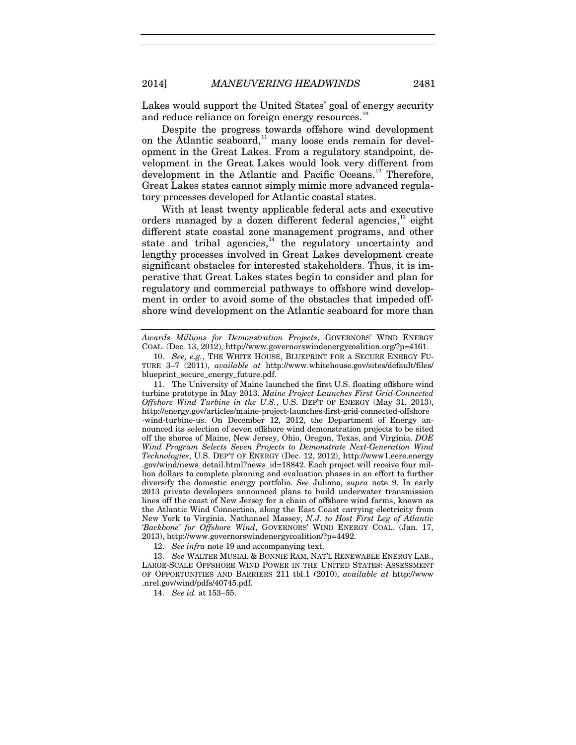Lakes would support the United States' goal of energy security and reduce reliance on foreign energy resources.[10]

Despite the progress towards offshore wind development on the Atlantic seaboard,[11] many loose ends remain for development in the Great Lakes. From a regulatory standpoint, development in the Great Lakes would look very different from development in the Atlantic and Pacific Oceans.[12] Therefore, Great Lakes states cannot simply mimic more advanced regulatory processes developed for Atlantic coastal states.

With at least twenty applicable federal acts and executive orders managed by a dozen different federal agencies,[13] eight different state coastal zone management programs, and other state and tribal agencies,[14] the regulatory uncertainty and lengthy processes involved in Great Lakes development create significant obstacles for interested stakeholders. Thus, it is imperative that Great Lakes states begin to consider and plan for regulatory and commercial pathways to offshore wind development in order to avoid some of the obstacles that impeded offshore wind development on the Atlantic seaboard for more than

---

*Awards Millions for Demonstration Projects*, GOVERNORS' WIND ENERGY COAL. (Dec. 13, 2012), http://www.governorswindenergycoalition.org/?p=4161.

10. *See, e.g.*, THE WHITE HOUSE, BLUEPRINT FOR A SECURE ENERGY FUTURE 3–7 (2011), *available at* http://www.whitehouse.gov/sites/default/files/blueprint_secure_energy_future.pdf.

11. The University of Maine launched the first U.S. floating offshore wind turbine prototype in May 2013. *Maine Project Launches First Grid-Connected Offshore Wind Turbine in the U.S.*, U.S. DEP'T OF ENERGY (May 31, 2013), http://energy.gov/articles/maine-project-launches-first-grid-connected-offshore-wind-turbine-us. On December 12, 2012, the Department of Energy announced its selection of seven offshore wind demonstration projects to be sited off the shores of Maine, New Jersey, Ohio, Oregon, Texas, and Virginia. *DOE Wind Program Selects Seven Projects to Demonstrate Next-Generation Wind Technologies*, U.S. DEP'T OF ENERGY (Dec. 12, 2012), http://www1.eere.energy.gov/wind/news_detail.html?news_id=18842. Each project will receive four million dollars to complete planning and evaluation phases in an effort to further diversify the domestic energy portfolio. *See* Juliano, *supra* note 9. In early 2013 private developers announced plans to build underwater transmission lines off the coast of New Jersey for a chain of offshore wind farms, known as the Atlantic Wind Connection, along the East Coast carrying electricity from New York to Virginia. Nathanael Massey, *N.J. to Host First Leg of Atlantic 'Backbone' for Offshore Wind*, GOVERNORS' WIND ENERGY COAL. (Jan. 17, 2013), http://www.governorswindenergycoalition/?p=4492.

12. *See infra* note 19 and accompanying text.

13. *See* WALTER MUSIAL & BONNIE RAM, NAT'L RENEWABLE ENERGY LAB., LARGE-SCALE OFFSHORE WIND POWER IN THE UNITED STATES: ASSESSMENT OF OPPORTUNITIES AND BARRIERS 211 tbl.1 (2010), *available at* http://www.nrel.gov/wind/pdfs/40745.pdf.

14. *See id.* at 153–55.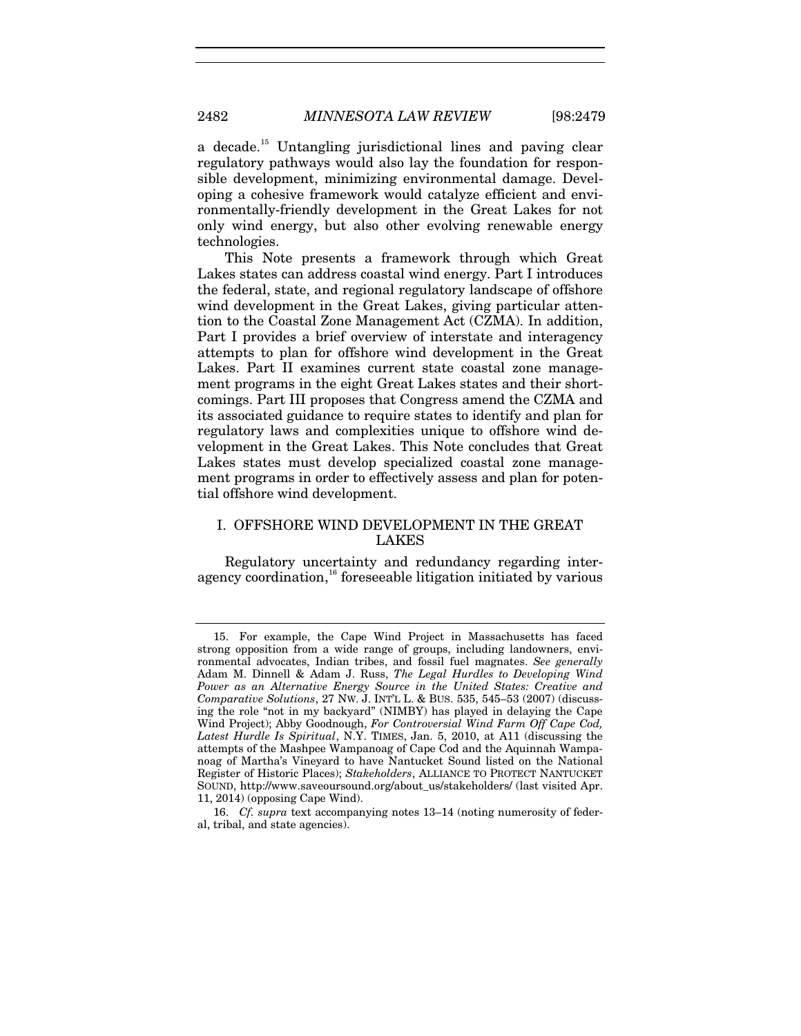a decade.[15] Untangling jurisdictional lines and paving clear regulatory pathways would also lay the foundation for responsible development, minimizing environmental damage. Developing a cohesive framework would catalyze efficient and environmentally-friendly development in the Great Lakes for not only wind energy, but also other evolving renewable energy technologies.

This Note presents a framework through which Great Lakes states can address coastal wind energy. Part I introduces the federal, state, and regional regulatory landscape of offshore wind development in the Great Lakes, giving particular attention to the Coastal Zone Management Act (CZMA). In addition, Part I provides a brief overview of interstate and interagency attempts to plan for offshore wind development in the Great Lakes. Part II examines current state coastal zone management programs in the eight Great Lakes states and their shortcomings. Part III proposes that Congress amend the CZMA and its associated guidance to require states to identify and plan for regulatory laws and complexities unique to offshore wind development in the Great Lakes. This Note concludes that Great Lakes states must develop specialized coastal zone management programs in order to effectively assess and plan for potential offshore wind development.

## I. OFFSHORE WIND DEVELOPMENT IN THE GREAT LAKES

Regulatory uncertainty and redundancy regarding interagency coordination,[16] foreseeable litigation initiated by various

---

15. For example, the Cape Wind Project in Massachusetts has faced strong opposition from a wide range of groups, including landowners, environmental advocates, Indian tribes, and fossil fuel magnates. *See generally* Adam M. Dinnell & Adam J. Russ, *The Legal Hurdles to Developing Wind Power as an Alternative Energy Source in the United States: Creative and Comparative Solutions*, 27 NW. J. INT'L L. & BUS. 535, 545–53 (2007) (discussing the role "not in my backyard" (NIMBY) has played in delaying the Cape Wind Project); Abby Goodnough, *For Controversial Wind Farm Off Cape Cod, Latest Hurdle Is Spiritual*, N.Y. TIMES, Jan. 5, 2010, at A11 (discussing the attempts of the Mashpee Wampanoag of Cape Cod and the Aquinnah Wampanoag of Martha's Vineyard to have Nantucket Sound listed on the National Register of Historic Places); *Stakeholders*, ALLIANCE TO PROTECT NANTUCKET SOUND, http://www.saveoursound.org/about_us/stakeholders/ (last visited Apr. 11, 2014) (opposing Cape Wind).

16. *Cf. supra* text accompanying notes 13–14 (noting numerosity of federal, tribal, and state agencies).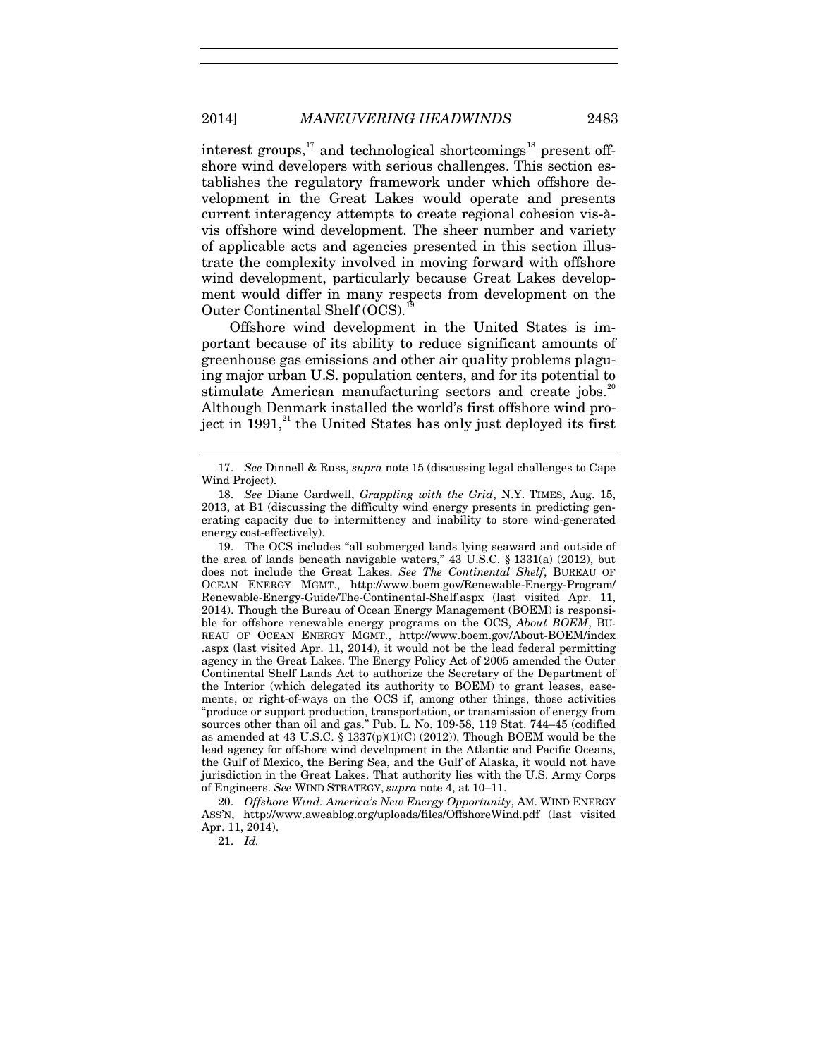interest groups,[17] and technological shortcomings[18] present offshore wind developers with serious challenges. This section establishes the regulatory framework under which offshore development in the Great Lakes would operate and presents current interagency attempts to create regional cohesion vis-à-vis offshore wind development. The sheer number and variety of applicable acts and agencies presented in this section illustrate the complexity involved in moving forward with offshore wind development, particularly because Great Lakes development would differ in many respects from development on the Outer Continental Shelf (OCS).[19]

Offshore wind development in the United States is important because of its ability to reduce significant amounts of greenhouse gas emissions and other air quality problems plaguing major urban U.S. population centers, and for its potential to stimulate American manufacturing sectors and create jobs.[20] Although Denmark installed the world's first offshore wind project in 1991,[21] the United States has only just deployed its first

---

17. *See* Dinnell & Russ, *supra* note 15 (discussing legal challenges to Cape Wind Project).

18. *See* Diane Cardwell, *Grappling with the Grid*, N.Y. TIMES, Aug. 15, 2013, at B1 (discussing the difficulty wind energy presents in predicting generating capacity due to intermittency and inability to store wind-generated energy cost-effectively).

19. The OCS includes "all submerged lands lying seaward and outside of the area of lands beneath navigable waters," 43 U.S.C. § 1331(a) (2012), but does not include the Great Lakes. *See The Continental Shelf*, BUREAU OF OCEAN ENERGY MGMT., http://www.boem.gov/Renewable-Energy-Program/Renewable-Energy-Guide/The-Continental-Shelf.aspx (last visited Apr. 11, 2014). Though the Bureau of Ocean Energy Management (BOEM) is responsible for offshore renewable energy programs on the OCS, *About BOEM*, BUREAU OF OCEAN ENERGY MGMT., http://www.boem.gov/About-BOEM/index.aspx (last visited Apr. 11, 2014), it would not be the lead federal permitting agency in the Great Lakes. The Energy Policy Act of 2005 amended the Outer Continental Shelf Lands Act to authorize the Secretary of the Department of the Interior (which delegated its authority to BOEM) to grant leases, easements, or right-of-ways on the OCS if, among other things, those activities "produce or support production, transportation, or transmission of energy from sources other than oil and gas." Pub. L. No. 109-58, 119 Stat. 744–45 (codified as amended at 43 U.S.C. § 1337(p)(1)(C) (2012)). Though BOEM would be the lead agency for offshore wind development in the Atlantic and Pacific Oceans, the Gulf of Mexico, the Bering Sea, and the Gulf of Alaska, it would not have jurisdiction in the Great Lakes. That authority lies with the U.S. Army Corps of Engineers. *See* WIND STRATEGY, *supra* note 4, at 10–11.

20. *Offshore Wind: America's New Energy Opportunity*, AM. WIND ENERGY ASS'N, http://www.aweablog.org/uploads/files/OffshoreWind.pdf (last visited Apr. 11, 2014).

21. *Id.*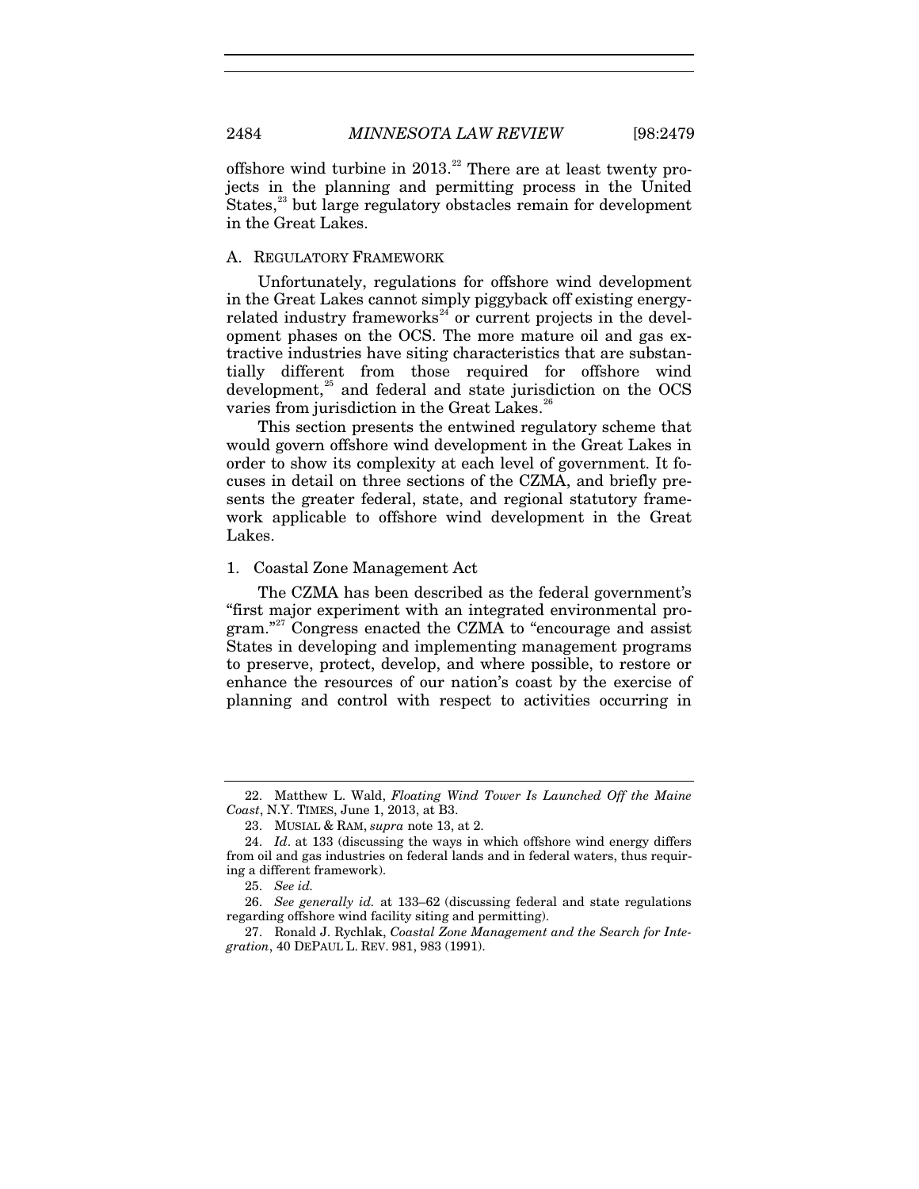offshore wind turbine in 2013.[22] There are at least twenty projects in the planning and permitting process in the United States,[23] but large regulatory obstacles remain for development in the Great Lakes.

### A. REGULATORY FRAMEWORK

Unfortunately, regulations for offshore wind development in the Great Lakes cannot simply piggyback off existing energy-related industry frameworks[24] or current projects in the development phases on the OCS. The more mature oil and gas extractive industries have siting characteristics that are substantially different from those required for offshore wind development,[25] and federal and state jurisdiction on the OCS varies from jurisdiction in the Great Lakes.[26]

This section presents the entwined regulatory scheme that would govern offshore wind development in the Great Lakes in order to show its complexity at each level of government. It focuses in detail on three sections of the CZMA, and briefly presents the greater federal, state, and regional statutory framework applicable to offshore wind development in the Great Lakes.

#### 1. Coastal Zone Management Act

The CZMA has been described as the federal government's "first major experiment with an integrated environmental program."[27] Congress enacted the CZMA to "encourage and assist States in developing and implementing management programs to preserve, protect, develop, and where possible, to restore or enhance the resources of our nation's coast by the exercise of planning and control with respect to activities occurring in

---

22. Matthew L. Wald, *Floating Wind Tower Is Launched Off the Maine Coast*, N.Y. TIMES, June 1, 2013, at B3.

23. MUSIAL & RAM, *supra* note 13, at 2.

24. *Id*. at 133 (discussing the ways in which offshore wind energy differs from oil and gas industries on federal lands and in federal waters, thus requiring a different framework).

25. *See id.*

26. *See generally id.* at 133–62 (discussing federal and state regulations regarding offshore wind facility siting and permitting).

27. Ronald J. Rychlak, *Coastal Zone Management and the Search for Integration*, 40 DEPAUL L. REV. 981, 983 (1991).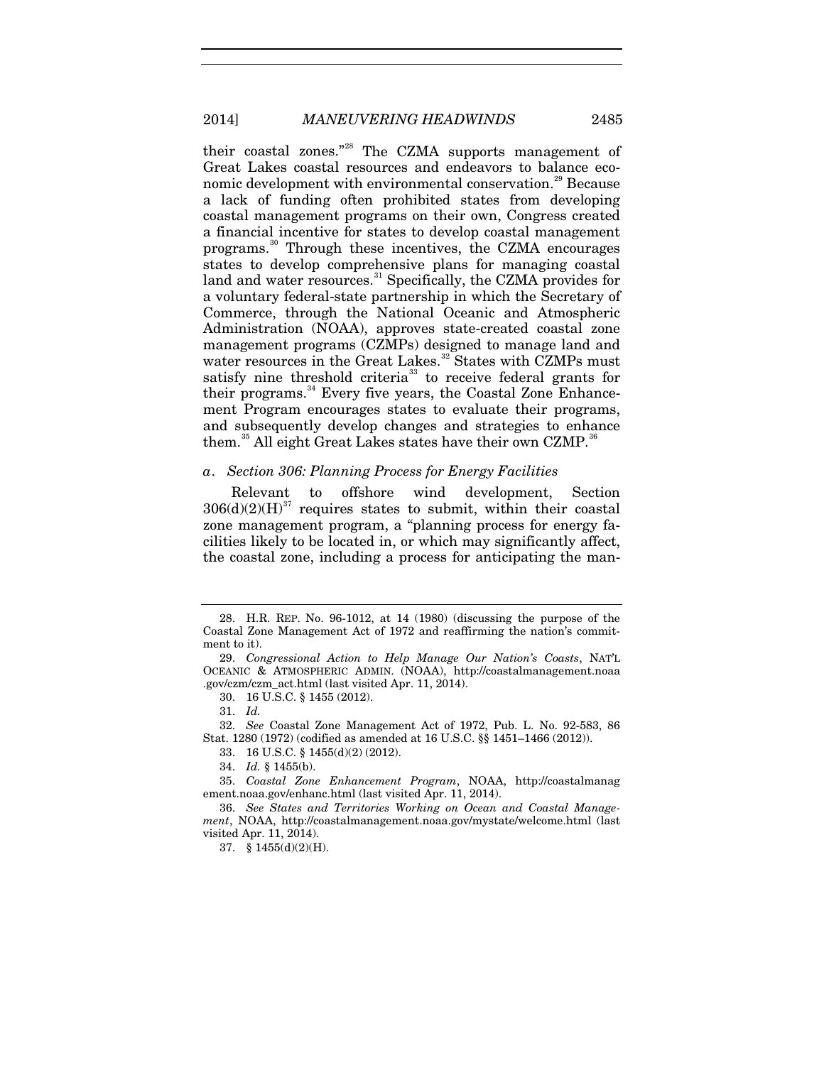their coastal zones."[28] The CZMA supports management of Great Lakes coastal resources and endeavors to balance economic development with environmental conservation.[29] Because a lack of funding often prohibited states from developing coastal management programs on their own, Congress created a financial incentive for states to develop coastal management programs.[30] Through these incentives, the CZMA encourages states to develop comprehensive plans for managing coastal land and water resources.[31] Specifically, the CZMA provides for a voluntary federal-state partnership in which the Secretary of Commerce, through the National Oceanic and Atmospheric Administration (NOAA), approves state-created coastal zone management programs (CZMPs) designed to manage land and water resources in the Great Lakes.[32] States with CZMPs must satisfy nine threshold criteria[33] to receive federal grants for their programs.[34] Every five years, the Coastal Zone Enhancement Program encourages states to evaluate their programs, and subsequently develop changes and strategies to enhance them.[35] All eight Great Lakes states have their own CZMP.[36]

*a. Section 306: Planning Process for Energy Facilities*

Relevant to offshore wind development, Section 306(d)(2)(H)[37] requires states to submit, within their coastal zone management program, a "planning process for energy facilities likely to be located in, or which may significantly affect, the coastal zone, including a process for anticipating the man-

---

28. H.R. REP. No. 96-1012, at 14 (1980) (discussing the purpose of the Coastal Zone Management Act of 1972 and reaffirming the nation's commitment to it).

29. *Congressional Action to Help Manage Our Nation's Coasts*, NAT'L OCEANIC & ATMOSPHERIC ADMIN. (NOAA), http://coastalmanagement.noaa.gov/czm/czm_act.html (last visited Apr. 11, 2014).

30. 16 U.S.C. § 1455 (2012).

31. *Id.*

32. *See* Coastal Zone Management Act of 1972, Pub. L. No. 92-583, 86 Stat. 1280 (1972) (codified as amended at 16 U.S.C. §§ 1451–1466 (2012)).

33. 16 U.S.C. § 1455(d)(2) (2012).

34. *Id.* § 1455(b).

35. *Coastal Zone Enhancement Program*, NOAA, http://coastalmanagement.noaa.gov/enhanc.html (last visited Apr. 11, 2014).

36. *See States and Territories Working on Ocean and Coastal Management*, NOAA, http://coastalmanagement.noaa.gov/mystate/welcome.html (last visited Apr. 11, 2014).

37. § 1455(d)(2)(H).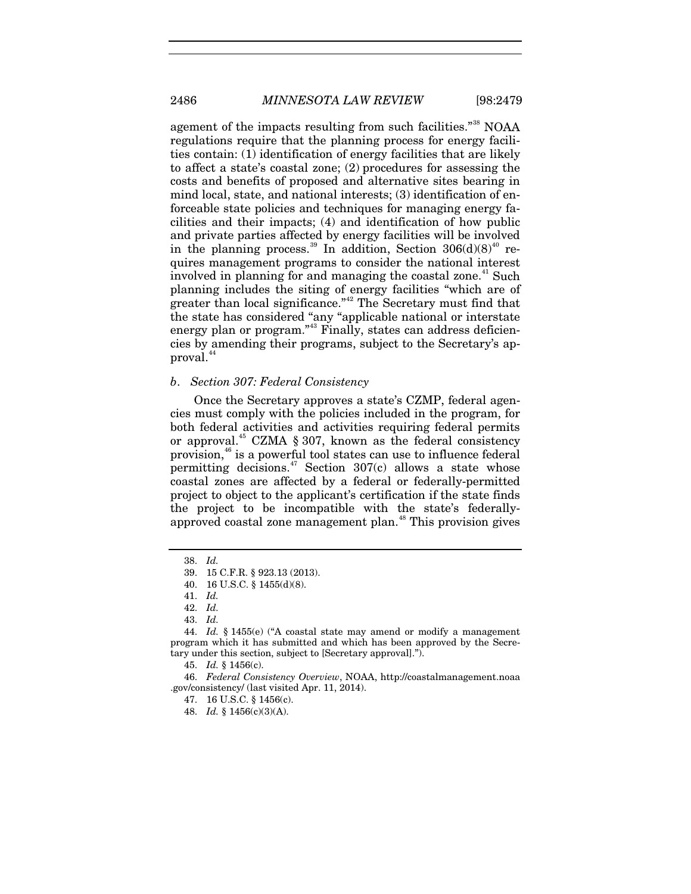agement of the impacts resulting from such facilities."[38] NOAA regulations require that the planning process for energy facilities contain: (1) identification of energy facilities that are likely to affect a state's coastal zone; (2) procedures for assessing the costs and benefits of proposed and alternative sites bearing in mind local, state, and national interests; (3) identification of enforceable state policies and techniques for managing energy facilities and their impacts; (4) and identification of how public and private parties affected by energy facilities will be involved in the planning process.[39] In addition, Section 306(d)(8)[40] requires management programs to consider the national interest involved in planning for and managing the coastal zone.[41] Such planning includes the siting of energy facilities "which are of greater than local significance."[42] The Secretary must find that the state has considered "any "applicable national or interstate energy plan or program."[43] Finally, states can address deficiencies by amending their programs, subject to the Secretary's approval.[44]

### *b. Section 307: Federal Consistency*

Once the Secretary approves a state's CZMP, federal agencies must comply with the policies included in the program, for both federal activities and activities requiring federal permits or approval.[45] CZMA § 307, known as the federal consistency provision,[46] is a powerful tool states can use to influence federal permitting decisions.[47] Section 307(c) allows a state whose coastal zones are affected by a federal or federally-permitted project to object to the applicant's certification if the state finds the project to be incompatible with the state's federally-approved coastal zone management plan.[48] This provision gives

---

38. *Id.*

39. 15 C.F.R. § 923.13 (2013).

40. 16 U.S.C. § 1455(d)(8).

41. *Id.*

42. *Id.*

43. *Id.*

44. *Id.* § 1455(e) ("A coastal state may amend or modify a management program which it has submitted and which has been approved by the Secretary under this section, subject to [Secretary approval].").

45. *Id.* § 1456(c).

46. *Federal Consistency Overview*, NOAA, http://coastalmanagement.noaa.gov/consistency/ (last visited Apr. 11, 2014).

47. 16 U.S.C. § 1456(c).

48. *Id.* § 1456(c)(3)(A).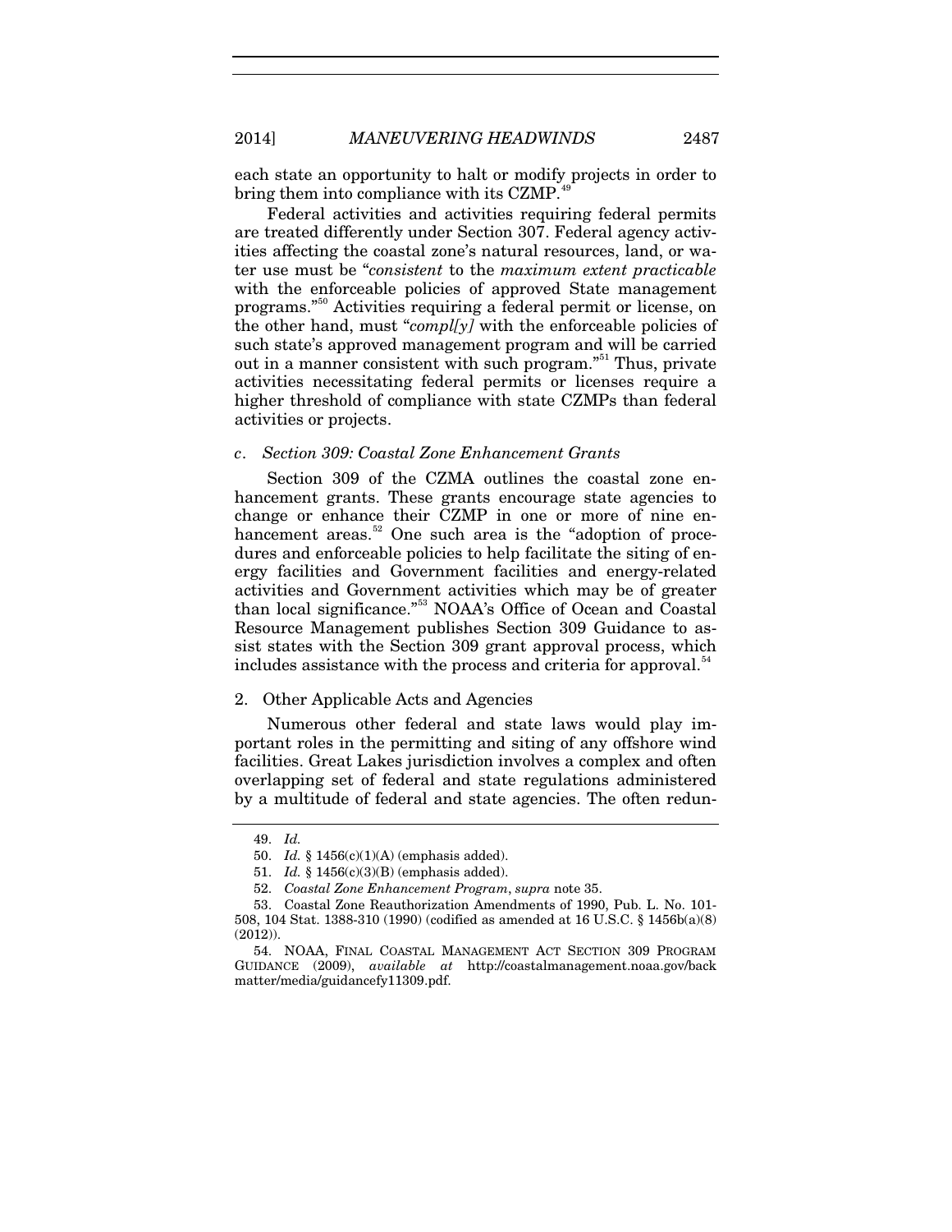each state an opportunity to halt or modify projects in order to bring them into compliance with its CZMP.[49]

Federal activities and activities requiring federal permits are treated differently under Section 307. Federal agency activities affecting the coastal zone's natural resources, land, or water use must be "*consistent* to the *maximum extent practicable* with the enforceable policies of approved State management programs."[50] Activities requiring a federal permit or license, on the other hand, must "*compl[y]* with the enforceable policies of such state's approved management program and will be carried out in a manner consistent with such program."[51] Thus, private activities necessitating federal permits or licenses require a higher threshold of compliance with state CZMPs than federal activities or projects.

### *c. Section 309: Coastal Zone Enhancement Grants*

Section 309 of the CZMA outlines the coastal zone enhancement grants. These grants encourage state agencies to change or enhance their CZMP in one or more of nine enhancement areas.[52] One such area is the "adoption of procedures and enforceable policies to help facilitate the siting of energy facilities and Government facilities and energy-related activities and Government activities which may be of greater than local significance."[53] NOAA's Office of Ocean and Coastal Resource Management publishes Section 309 Guidance to assist states with the Section 309 grant approval process, which includes assistance with the process and criteria for approval.[54]

## 2. Other Applicable Acts and Agencies

Numerous other federal and state laws would play important roles in the permitting and siting of any offshore wind facilities. Great Lakes jurisdiction involves a complex and often overlapping set of federal and state regulations administered by a multitude of federal and state agencies. The often redun-

---

49. *Id.*

50. *Id.* § 1456(c)(1)(A) (emphasis added).

51. *Id.* § 1456(c)(3)(B) (emphasis added).

52. *Coastal Zone Enhancement Program*, *supra* note 35.

53. Coastal Zone Reauthorization Amendments of 1990, Pub. L. No. 101-508, 104 Stat. 1388-310 (1990) (codified as amended at 16 U.S.C. § 1456b(a)(8) (2012)).

54. NOAA, FINAL COASTAL MANAGEMENT ACT SECTION 309 PROGRAM GUIDANCE (2009), *available at* http://coastalmanagement.noaa.gov/backmatter/media/guidancefy11309.pdf.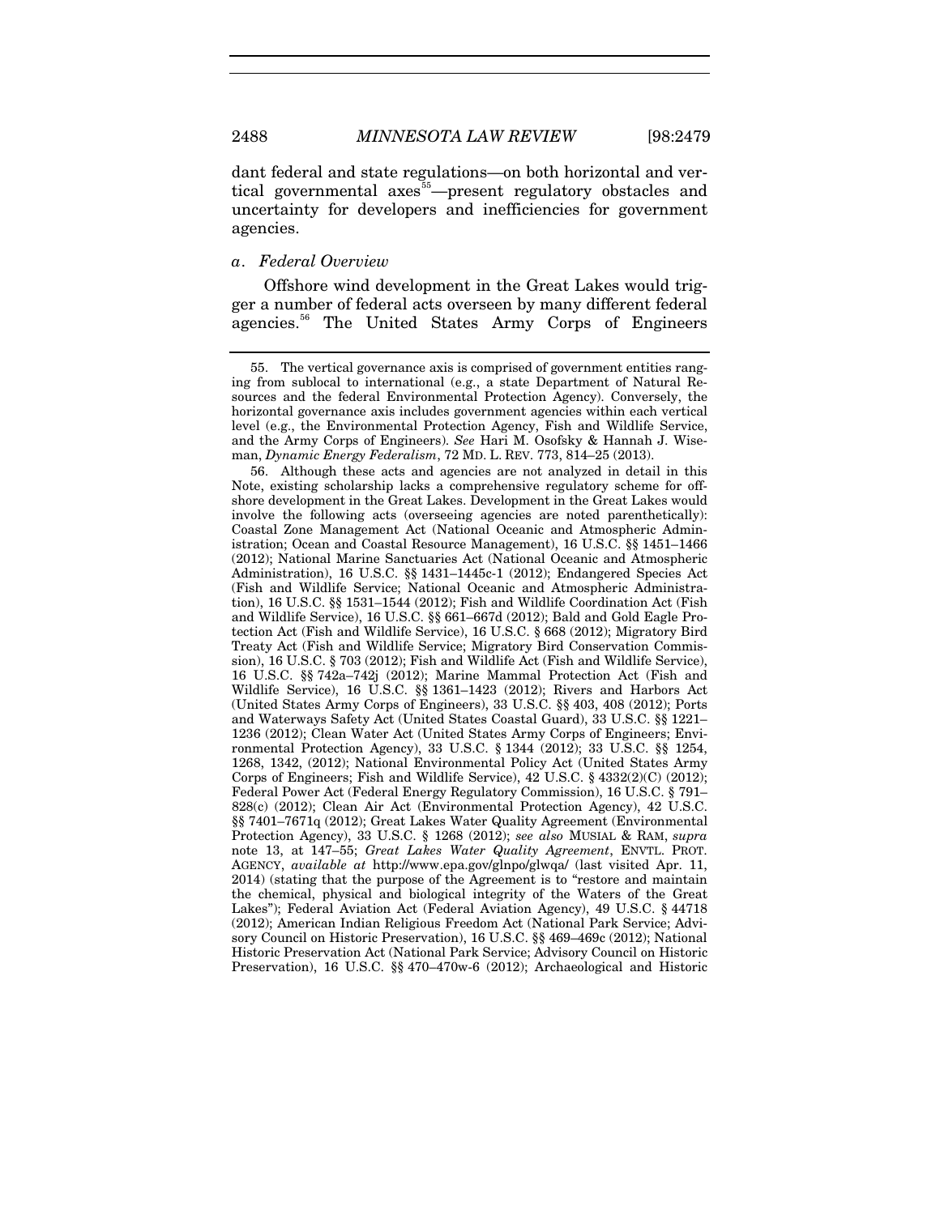dant federal and state regulations—on both horizontal and vertical governmental axes[55]—present regulatory obstacles and uncertainty for developers and inefficiencies for government agencies.

### *a. Federal Overview*

Offshore wind development in the Great Lakes would trigger a number of federal acts overseen by many different federal agencies.[56] The United States Army Corps of Engineers

---

55. The vertical governance axis is comprised of government entities ranging from sublocal to international (e.g., a state Department of Natural Resources and the federal Environmental Protection Agency). Conversely, the horizontal governance axis includes government agencies within each vertical level (e.g., the Environmental Protection Agency, Fish and Wildlife Service, and the Army Corps of Engineers). *See* Hari M. Osofsky & Hannah J. Wiseman, *Dynamic Energy Federalism*, 72 MD. L. REV. 773, 814–25 (2013).

56. Although these acts and agencies are not analyzed in detail in this Note, existing scholarship lacks a comprehensive regulatory scheme for offshore development in the Great Lakes. Development in the Great Lakes would involve the following acts (overseeing agencies are noted parenthetically): Coastal Zone Management Act (National Oceanic and Atmospheric Administration; Ocean and Coastal Resource Management), 16 U.S.C. §§ 1451–1466 (2012); National Marine Sanctuaries Act (National Oceanic and Atmospheric Administration), 16 U.S.C. §§ 1431–1445c-1 (2012); Endangered Species Act (Fish and Wildlife Service; National Oceanic and Atmospheric Administration), 16 U.S.C. §§ 1531–1544 (2012); Fish and Wildlife Coordination Act (Fish and Wildlife Service), 16 U.S.C. §§ 661–667d (2012); Bald and Gold Eagle Protection Act (Fish and Wildlife Service), 16 U.S.C. § 668 (2012); Migratory Bird Treaty Act (Fish and Wildlife Service; Migratory Bird Conservation Commission), 16 U.S.C. § 703 (2012); Fish and Wildlife Act (Fish and Wildlife Service), 16 U.S.C. §§ 742a–742j (2012); Marine Mammal Protection Act (Fish and Wildlife Service), 16 U.S.C. §§ 1361–1423 (2012); Rivers and Harbors Act (United States Army Corps of Engineers), 33 U.S.C. §§ 403, 408 (2012); Ports and Waterways Safety Act (United States Coastal Guard), 33 U.S.C. §§ 1221–1236 (2012); Clean Water Act (United States Army Corps of Engineers; Environmental Protection Agency), 33 U.S.C. § 1344 (2012); 33 U.S.C. §§ 1254, 1268, 1342, (2012); National Environmental Policy Act (United States Army Corps of Engineers; Fish and Wildlife Service), 42 U.S.C. § 4332(2)(C) (2012); Federal Power Act (Federal Energy Regulatory Commission), 16 U.S.C. § 791–828(c) (2012); Clean Air Act (Environmental Protection Agency), 42 U.S.C. §§ 7401–7671q (2012); Great Lakes Water Quality Agreement (Environmental Protection Agency), 33 U.S.C. § 1268 (2012); *see also* MUSIAL & RAM, *supra* note 13, at 147–55; *Great Lakes Water Quality Agreement*, ENVTL. PROT. AGENCY, *available at* http://www.epa.gov/glnpo/glwqa/ (last visited Apr. 11, 2014) (stating that the purpose of the Agreement is to "restore and maintain the chemical, physical and biological integrity of the Waters of the Great Lakes"); Federal Aviation Act (Federal Aviation Agency), 49 U.S.C. § 44718 (2012); American Indian Religious Freedom Act (National Park Service; Advisory Council on Historic Preservation), 16 U.S.C. §§ 469–469c (2012); National Historic Preservation Act (National Park Service; Advisory Council on Historic Preservation), 16 U.S.C. §§ 470–470w-6 (2012); Archaeological and Historic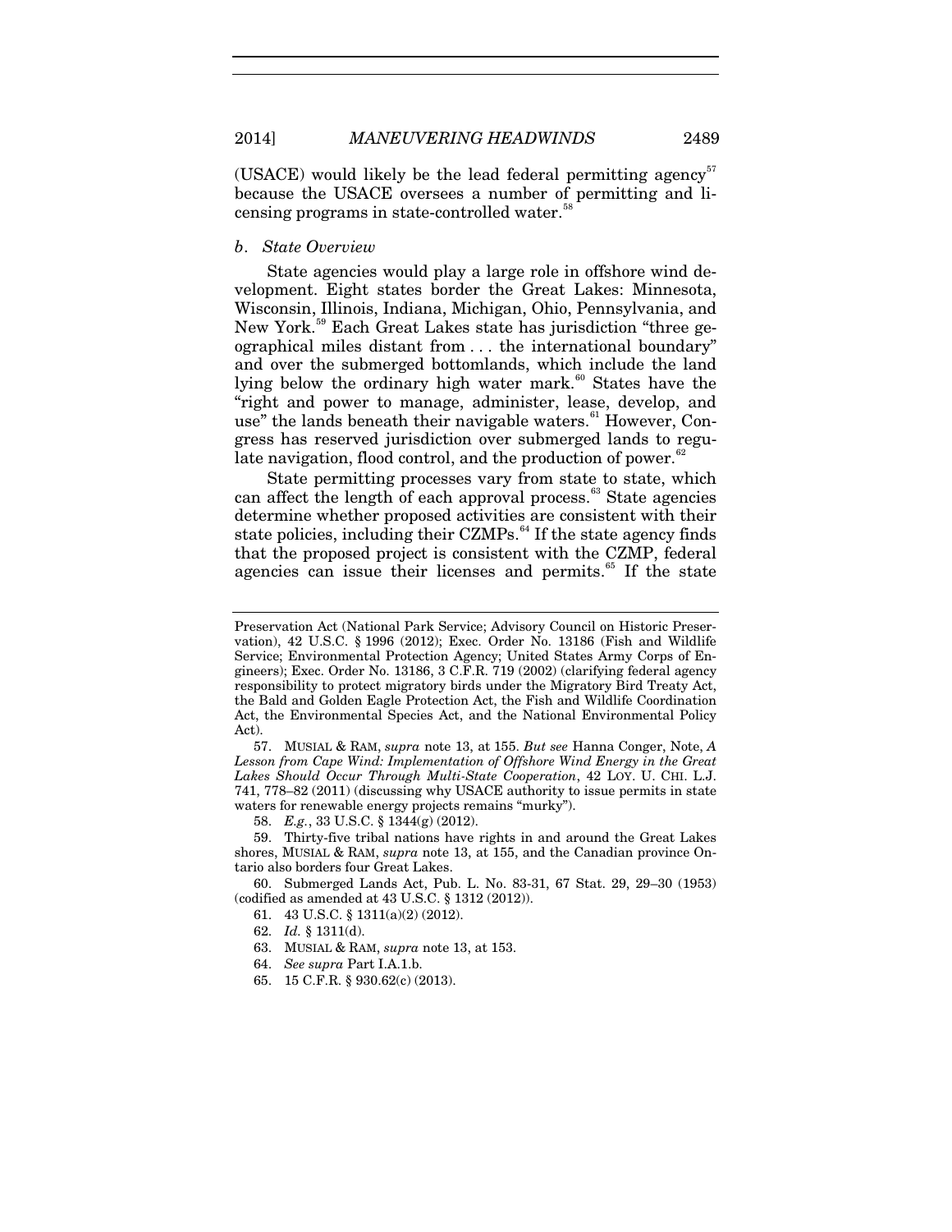(USACE) would likely be the lead federal permitting agency[57] because the USACE oversees a number of permitting and licensing programs in state-controlled water.[58]

*b. State Overview*

State agencies would play a large role in offshore wind development. Eight states border the Great Lakes: Minnesota, Wisconsin, Illinois, Indiana, Michigan, Ohio, Pennsylvania, and New York.[59] Each Great Lakes state has jurisdiction "three geographical miles distant from . . . the international boundary" and over the submerged bottomlands, which include the land lying below the ordinary high water mark.[60] States have the "right and power to manage, administer, lease, develop, and use" the lands beneath their navigable waters.[61] However, Congress has reserved jurisdiction over submerged lands to regulate navigation, flood control, and the production of power.[62]

State permitting processes vary from state to state, which can affect the length of each approval process.[63] State agencies determine whether proposed activities are consistent with their state policies, including their CZMPs.[64] If the state agency finds that the proposed project is consistent with the CZMP, federal agencies can issue their licenses and permits.[65] If the state

---

Preservation Act (National Park Service; Advisory Council on Historic Preservation), 42 U.S.C. § 1996 (2012); Exec. Order No. 13186 (Fish and Wildlife Service; Environmental Protection Agency; United States Army Corps of Engineers); Exec. Order No. 13186, 3 C.F.R. 719 (2002) (clarifying federal agency responsibility to protect migratory birds under the Migratory Bird Treaty Act, the Bald and Golden Eagle Protection Act, the Fish and Wildlife Coordination Act, the Environmental Species Act, and the National Environmental Policy Act).

57. MUSIAL & RAM, *supra* note 13, at 155. *But see* Hanna Conger, Note, *A Lesson from Cape Wind: Implementation of Offshore Wind Energy in the Great Lakes Should Occur Through Multi-State Cooperation*, 42 LOY. U. CHI. L.J. 741, 778–82 (2011) (discussing why USACE authority to issue permits in state waters for renewable energy projects remains "murky").

58. *E.g.*, 33 U.S.C. § 1344(g) (2012).

59. Thirty-five tribal nations have rights in and around the Great Lakes shores, MUSIAL & RAM, *supra* note 13, at 155, and the Canadian province Ontario also borders four Great Lakes.

60. Submerged Lands Act, Pub. L. No. 83-31, 67 Stat. 29, 29–30 (1953) (codified as amended at 43 U.S.C. § 1312 (2012)).

61. 43 U.S.C. § 1311(a)(2) (2012).

62. *Id.* § 1311(d).

63. MUSIAL & RAM, *supra* note 13, at 153.

64. *See supra* Part I.A.1.b.

65. 15 C.F.R. § 930.62(c) (2013).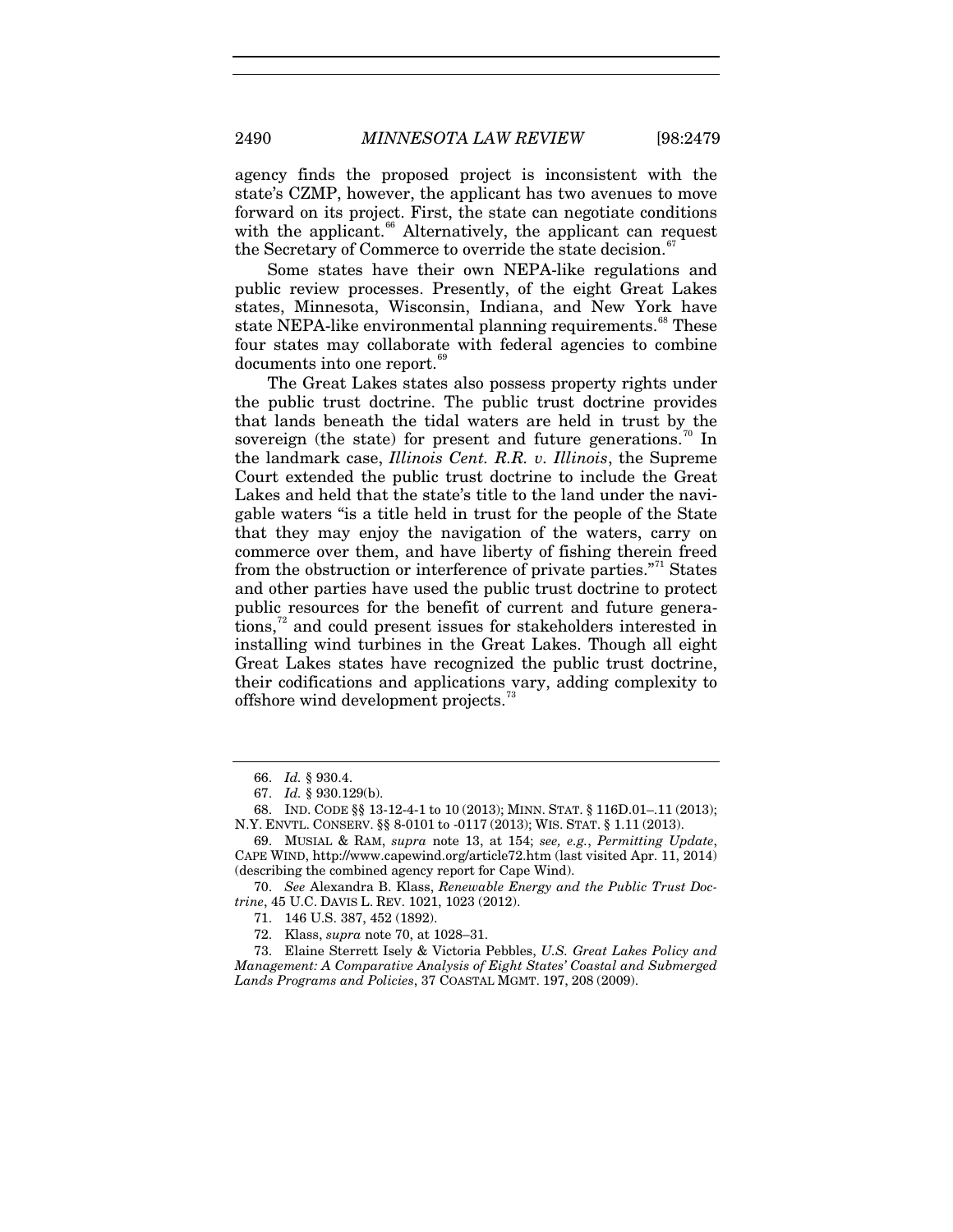agency finds the proposed project is inconsistent with the state's CZMP, however, the applicant has two avenues to move forward on its project. First, the state can negotiate conditions with the applicant.[66] Alternatively, the applicant can request the Secretary of Commerce to override the state decision.[67]

Some states have their own NEPA-like regulations and public review processes. Presently, of the eight Great Lakes states, Minnesota, Wisconsin, Indiana, and New York have state NEPA-like environmental planning requirements.[68] These four states may collaborate with federal agencies to combine documents into one report.[69]

The Great Lakes states also possess property rights under the public trust doctrine. The public trust doctrine provides that lands beneath the tidal waters are held in trust by the sovereign (the state) for present and future generations.[70] In the landmark case, *Illinois Cent. R.R. v. Illinois*, the Supreme Court extended the public trust doctrine to include the Great Lakes and held that the state's title to the land under the navigable waters "is a title held in trust for the people of the State that they may enjoy the navigation of the waters, carry on commerce over them, and have liberty of fishing therein freed from the obstruction or interference of private parties."[71] States and other parties have used the public trust doctrine to protect public resources for the benefit of current and future generations,[72] and could present issues for stakeholders interested in installing wind turbines in the Great Lakes. Though all eight Great Lakes states have recognized the public trust doctrine, their codifications and applications vary, adding complexity to offshore wind development projects.[73]

---

66. *Id.* § 930.4.

67. *Id.* § 930.129(b).

68. IND. CODE §§ 13-12-4-1 to 10 (2013); MINN. STAT. § 116D.01–.11 (2013); N.Y. ENVTL. CONSERV. §§ 8-0101 to -0117 (2013); WIS. STAT. § 1.11 (2013).

69. MUSIAL & RAM, *supra* note 13, at 154; *see, e.g.*, *Permitting Update*, CAPE WIND, http://www.capewind.org/article72.htm (last visited Apr. 11, 2014) (describing the combined agency report for Cape Wind).

70. *See* Alexandra B. Klass, *Renewable Energy and the Public Trust Doctrine*, 45 U.C. DAVIS L. REV. 1021, 1023 (2012).

71. 146 U.S. 387, 452 (1892).

72. Klass, *supra* note 70, at 1028–31.

73. Elaine Sterrett Isely & Victoria Pebbles, *U.S. Great Lakes Policy and Management: A Comparative Analysis of Eight States' Coastal and Submerged Lands Programs and Policies*, 37 COASTAL MGMT. 197, 208 (2009).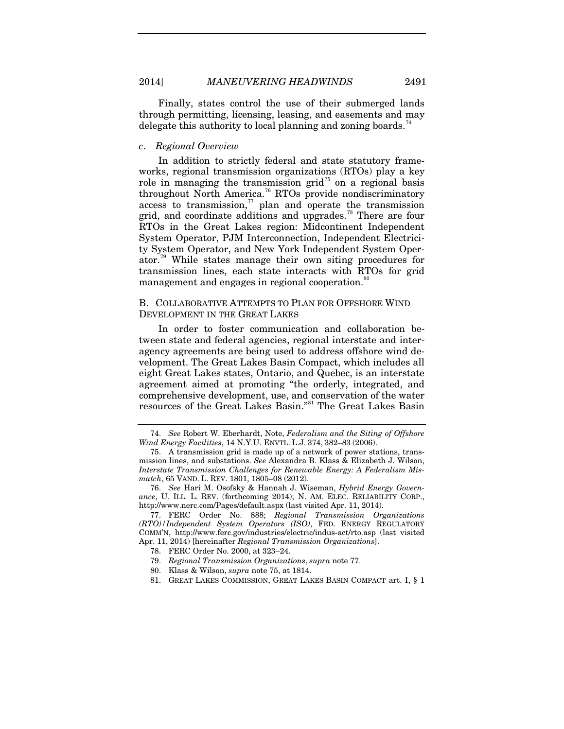Finally, states control the use of their submerged lands through permitting, licensing, leasing, and easements and may delegate this authority to local planning and zoning boards.[74]

#### *c. Regional Overview*

In addition to strictly federal and state statutory frameworks, regional transmission organizations (RTOs) play a key role in managing the transmission grid[75] on a regional basis throughout North America.[76] RTOs provide nondiscriminatory access to transmission,[77] plan and operate the transmission grid, and coordinate additions and upgrades.[78] There are four RTOs in the Great Lakes region: Midcontinent Independent System Operator, PJM Interconnection, Independent Electricity System Operator, and New York Independent System Operator.[79] While states manage their own siting procedures for transmission lines, each state interacts with RTOs for grid management and engages in regional cooperation.[80]

### B. COLLABORATIVE ATTEMPTS TO PLAN FOR OFFSHORE WIND DEVELOPMENT IN THE GREAT LAKES

In order to foster communication and collaboration between state and federal agencies, regional interstate and interagency agreements are being used to address offshore wind development. The Great Lakes Basin Compact, which includes all eight Great Lakes states, Ontario, and Quebec, is an interstate agreement aimed at promoting "the orderly, integrated, and comprehensive development, use, and conservation of the water resources of the Great Lakes Basin."[81] The Great Lakes Basin

---

74. *See* Robert W. Eberhardt, Note, *Federalism and the Siting of Offshore Wind Energy Facilities*, 14 N.Y.U. ENVTL. L.J. 374, 382–83 (2006).

75. A transmission grid is made up of a network of power stations, transmission lines, and substations. *See* Alexandra B. Klass & Elizabeth J. Wilson, *Interstate Transmission Challenges for Renewable Energy: A Federalism Mismatch*, 65 VAND. L. REV. 1801, 1805–08 (2012).

76. *See* Hari M. Osofsky & Hannah J. Wiseman, *Hybrid Energy Governance*, U. ILL. L. REV. (forthcoming 2014); N. AM. ELEC. RELIABILITY CORP., http://www.nerc.com/Pages/default.aspx (last visited Apr. 11, 2014).

77. FERC Order No. 888; *Regional Transmission Organizations (RTO)/Independent System Operators (ISO)*, FED. ENERGY REGULATORY COMM'N, http://www.ferc.gov/industries/electric/indus-act/rto.asp (last visited Apr. 11, 2014) [hereinafter *Regional Transmission Organizations*].

78. FERC Order No. 2000, at 323–24.

79. *Regional Transmission Organizations*, *supra* note 77.

80. Klass & Wilson, *supra* note 75, at 1814.

81. GREAT LAKES COMMISSION, GREAT LAKES BASIN COMPACT art. I, § 1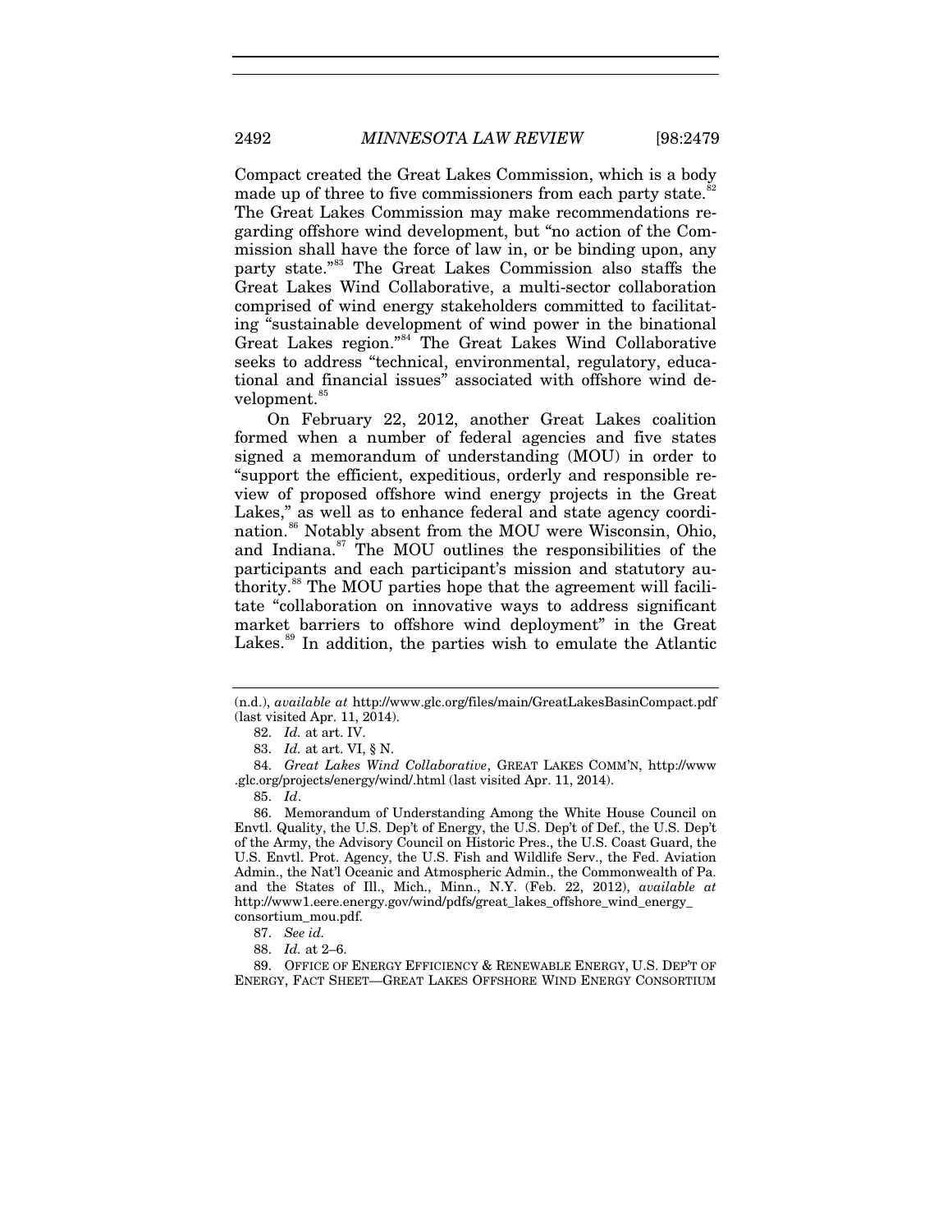Compact created the Great Lakes Commission, which is a body made up of three to five commissioners from each party state.[82] The Great Lakes Commission may make recommendations regarding offshore wind development, but "no action of the Commission shall have the force of law in, or be binding upon, any party state."[83] The Great Lakes Commission also staffs the Great Lakes Wind Collaborative, a multi-sector collaboration comprised of wind energy stakeholders committed to facilitating "sustainable development of wind power in the binational Great Lakes region."[84] The Great Lakes Wind Collaborative seeks to address "technical, environmental, regulatory, educational and financial issues" associated with offshore wind development.[85]

On February 22, 2012, another Great Lakes coalition formed when a number of federal agencies and five states signed a memorandum of understanding (MOU) in order to "support the efficient, expeditious, orderly and responsible review of proposed offshore wind energy projects in the Great Lakes," as well as to enhance federal and state agency coordination.[86] Notably absent from the MOU were Wisconsin, Ohio, and Indiana.[87] The MOU outlines the responsibilities of the participants and each participant's mission and statutory authority.[88] The MOU parties hope that the agreement will facilitate "collaboration on innovative ways to address significant market barriers to offshore wind deployment" in the Great Lakes.[89] In addition, the parties wish to emulate the Atlantic

---

(n.d.), *available at* http://www.glc.org/files/main/GreatLakesBasinCompact.pdf (last visited Apr. 11, 2014).

82. *Id.* at art. IV.

83. *Id.* at art. VI, § N.

84. *Great Lakes Wind Collaborative*, GREAT LAKES COMM'N, http://www.glc.org/projects/energy/wind/.html (last visited Apr. 11, 2014).

85. *Id*.

86. Memorandum of Understanding Among the White House Council on Envtl. Quality, the U.S. Dep't of Energy, the U.S. Dep't of Def., the U.S. Dep't of the Army, the Advisory Council on Historic Pres., the U.S. Coast Guard, the U.S. Envtl. Prot. Agency, the U.S. Fish and Wildlife Serv., the Fed. Aviation Admin., the Nat'l Oceanic and Atmospheric Admin., the Commonwealth of Pa. and the States of Ill., Mich., Minn., N.Y. (Feb. 22, 2012), *available at* http://www1.eere.energy.gov/wind/pdfs/great_lakes_offshore_wind_energy_consortium_mou.pdf.

87. *See id.*

88. *Id.* at 2–6.

89. OFFICE OF ENERGY EFFICIENCY & RENEWABLE ENERGY, U.S. DEP'T OF ENERGY, FACT SHEET—GREAT LAKES OFFSHORE WIND ENERGY CONSORTIUM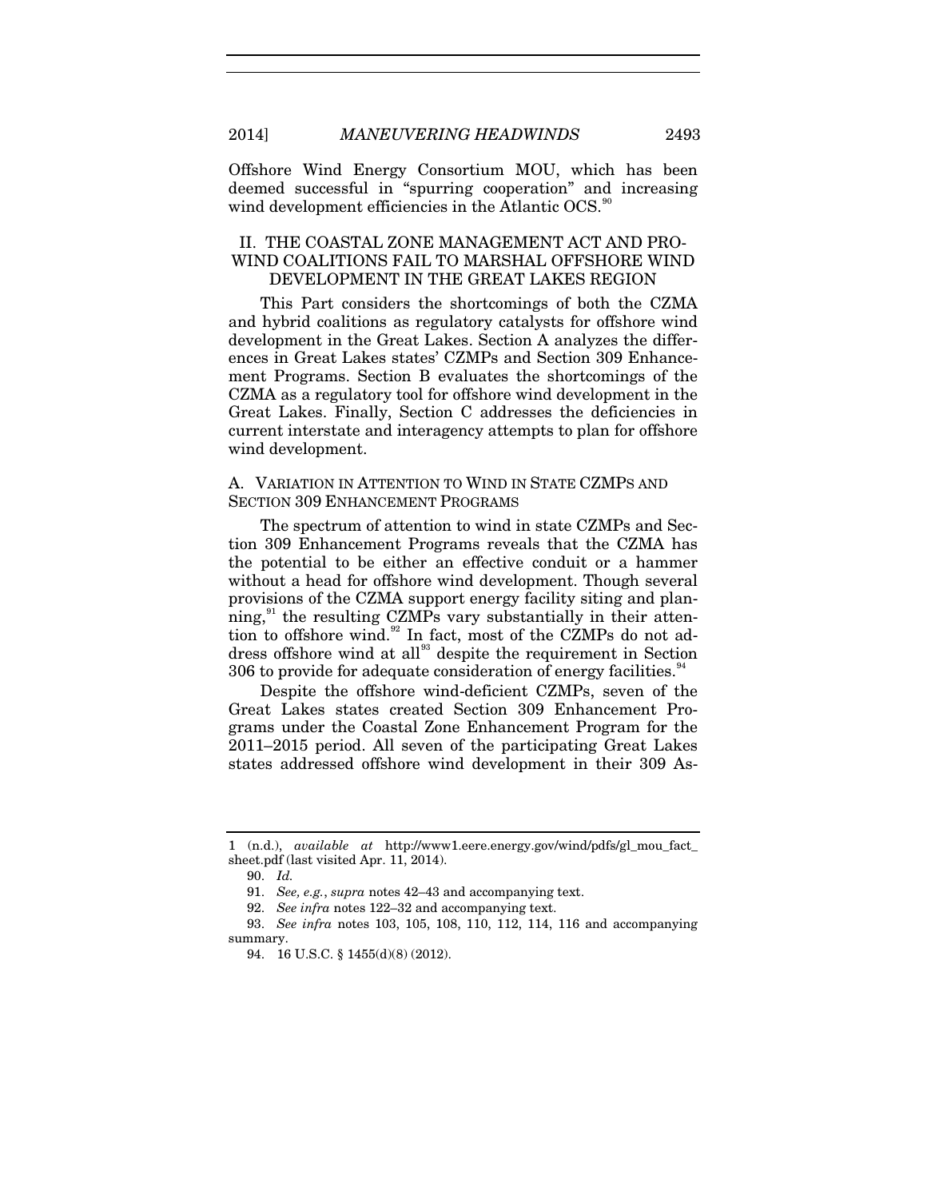Offshore Wind Energy Consortium MOU, which has been deemed successful in "spurring cooperation" and increasing wind development efficiencies in the Atlantic OCS.[90]

## II. THE COASTAL ZONE MANAGEMENT ACT AND PRO-WIND COALITIONS FAIL TO MARSHAL OFFSHORE WIND DEVELOPMENT IN THE GREAT LAKES REGION

This Part considers the shortcomings of both the CZMA and hybrid coalitions as regulatory catalysts for offshore wind development in the Great Lakes. Section A analyzes the differences in Great Lakes states' CZMPs and Section 309 Enhancement Programs. Section B evaluates the shortcomings of the CZMA as a regulatory tool for offshore wind development in the Great Lakes. Finally, Section C addresses the deficiencies in current interstate and interagency attempts to plan for offshore wind development.

### A. VARIATION IN ATTENTION TO WIND IN STATE CZMPS AND SECTION 309 ENHANCEMENT PROGRAMS

The spectrum of attention to wind in state CZMPs and Section 309 Enhancement Programs reveals that the CZMA has the potential to be either an effective conduit or a hammer without a head for offshore wind development. Though several provisions of the CZMA support energy facility siting and planning,[91] the resulting CZMPs vary substantially in their attention to offshore wind.[92] In fact, most of the CZMPs do not address offshore wind at all[93] despite the requirement in Section 306 to provide for adequate consideration of energy facilities.[94]

Despite the offshore wind-deficient CZMPs, seven of the Great Lakes states created Section 309 Enhancement Programs under the Coastal Zone Enhancement Program for the 2011–2015 period. All seven of the participating Great Lakes states addressed offshore wind development in their 309 As-

---

1 (n.d.), *available at* http://www1.eere.energy.gov/wind/pdfs/gl_mou_fact_sheet.pdf (last visited Apr. 11, 2014).

90. *Id.*

91. *See, e.g.*, *supra* notes 42–43 and accompanying text.

92. *See infra* notes 122–32 and accompanying text.

93. *See infra* notes 103, 105, 108, 110, 112, 114, 116 and accompanying summary.

94. 16 U.S.C. § 1455(d)(8) (2012).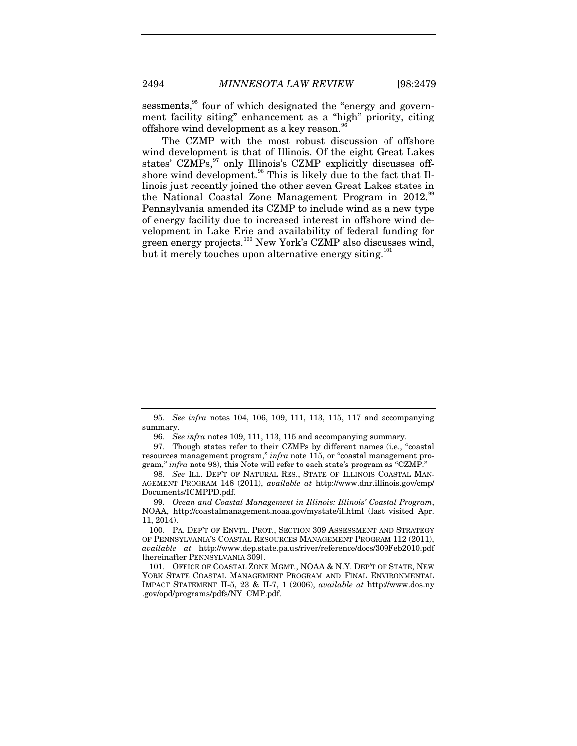sessments,[95] four of which designated the "energy and government facility siting" enhancement as a "high" priority, citing offshore wind development as a key reason.[96]

The CZMP with the most robust discussion of offshore wind development is that of Illinois. Of the eight Great Lakes states' CZMPs,[97] only Illinois's CZMP explicitly discusses offshore wind development.[98] This is likely due to the fact that Illinois just recently joined the other seven Great Lakes states in the National Coastal Zone Management Program in 2012.[99] Pennsylvania amended its CZMP to include wind as a new type of energy facility due to increased interest in offshore wind development in Lake Erie and availability of federal funding for green energy projects.[100] New York's CZMP also discusses wind, but it merely touches upon alternative energy siting.[101]

---

95. *See infra* notes 104, 106, 109, 111, 113, 115, 117 and accompanying summary.

96. *See infra* notes 109, 111, 113, 115 and accompanying summary.

97. Though states refer to their CZMPs by different names (i.e., "coastal resources management program," *infra* note 115, or "coastal management program," *infra* note 98), this Note will refer to each state's program as "CZMP."

98. *See* ILL. DEP'T OF NATURAL RES., STATE OF ILLINOIS COASTAL MANAGEMENT PROGRAM 148 (2011), *available at* http://www.dnr.illinois.gov/cmp/Documents/ICMPPD.pdf.

99. *Ocean and Coastal Management in Illinois: Illinois' Coastal Program*, NOAA, http://coastalmanagement.noaa.gov/mystate/il.html (last visited Apr. 11, 2014).

100. PA. DEP'T OF ENVTL. PROT., SECTION 309 ASSESSMENT AND STRATEGY OF PENNSYLVANIA'S COASTAL RESOURCES MANAGEMENT PROGRAM 112 (2011), *available at* http://www.dep.state.pa.us/river/reference/docs/309Feb2010.pdf [hereinafter PENNSYLVANIA 309].

101. OFFICE OF COASTAL ZONE MGMT., NOAA & N.Y. DEP'T OF STATE, NEW YORK STATE COASTAL MANAGEMENT PROGRAM AND FINAL ENVIRONMENTAL IMPACT STATEMENT II-5, 23 & II-7, 1 (2006), *available at* http://www.dos.ny.gov/opd/programs/pdfs/NY_CMP.pdf.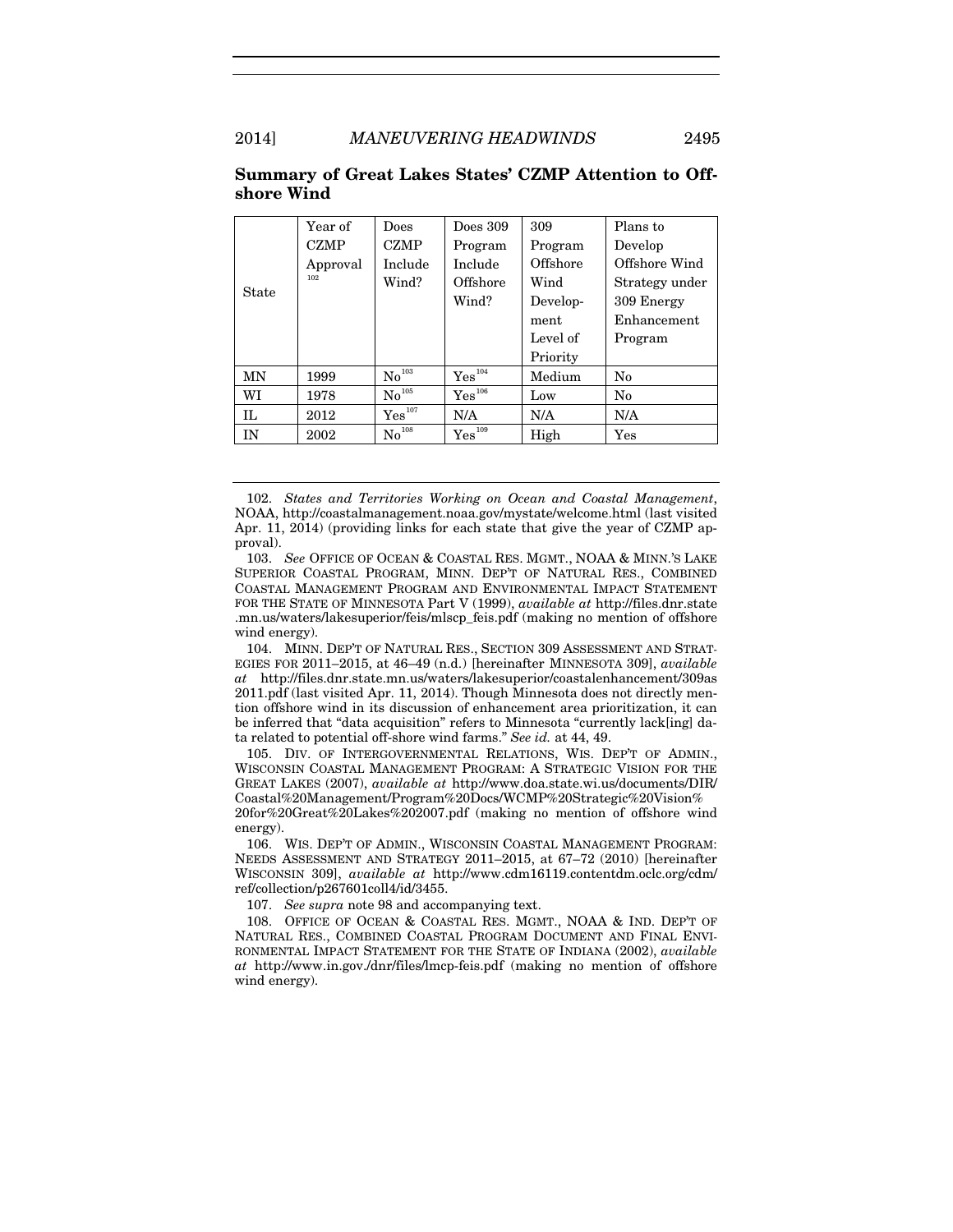**Summary of Great Lakes States' CZMP Attention to Offshore Wind**

| State | Year of CZMP Approval[102] | Does CZMP Include Wind? | Does 309 Program Include Offshore Wind? | 309 Program Offshore Wind Development Level of Priority | Plans to Develop Offshore Wind Strategy under 309 Energy Enhancement Program |
|---|---|---|---|---|---|
| MN | 1999 | No[103] | Yes[104] | Medium | No |
| WI | 1978 | No[105] | Yes[106] | Low | No |
| IL | 2012 | Yes[107] | N/A | N/A | N/A |
| IN | 2002 | No[108] | Yes[109] | High | Yes |

102. *States and Territories Working on Ocean and Coastal Management*, NOAA, http://coastalmanagement.noaa.gov/mystate/welcome.html (last visited Apr. 11, 2014) (providing links for each state that give the year of CZMP approval).

103. *See* OFFICE OF OCEAN & COASTAL RES. MGMT., NOAA & MINN.'S LAKE SUPERIOR COASTAL PROGRAM, MINN. DEP'T OF NATURAL RES., COMBINED COASTAL MANAGEMENT PROGRAM AND ENVIRONMENTAL IMPACT STATEMENT FOR THE STATE OF MINNESOTA Part V (1999), *available at* http://files.dnr.state.mn.us/waters/lakesuperior/feis/mlscp_feis.pdf (making no mention of offshore wind energy).

104. MINN. DEP'T OF NATURAL RES., SECTION 309 ASSESSMENT AND STRATEGIES FOR 2011–2015, at 46–49 (n.d.) [hereinafter MINNESOTA 309], *available at* http://files.dnr.state.mn.us/waters/lakesuperior/coastalenhancement/309as2011.pdf (last visited Apr. 11, 2014). Though Minnesota does not directly mention offshore wind in its discussion of enhancement area prioritization, it can be inferred that "data acquisition" refers to Minnesota "currently lack[ing] data related to potential off-shore wind farms." *See id.* at 44, 49.

105. DIV. OF INTERGOVERNMENTAL RELATIONS, WIS. DEP'T OF ADMIN., WISCONSIN COASTAL MANAGEMENT PROGRAM: A STRATEGIC VISION FOR THE GREAT LAKES (2007), *available at* http://www.doa.state.wi.us/documents/DIR/Coastal%20Management/Program%20Docs/WCMP%20Strategic%20Vision%20for%20Great%20Lakes%202007.pdf (making no mention of offshore wind energy).

106. WIS. DEP'T OF ADMIN., WISCONSIN COASTAL MANAGEMENT PROGRAM: NEEDS ASSESSMENT AND STRATEGY 2011–2015, at 67–72 (2010) [hereinafter WISCONSIN 309], *available at* http://www.cdm16119.contentdm.oclc.org/cdm/ref/collection/p267601coll4/id/3455.

107. *See supra* note 98 and accompanying text.

108. OFFICE OF OCEAN & COASTAL RES. MGMT., NOAA & IND. DEP'T OF NATURAL RES., COMBINED COASTAL PROGRAM DOCUMENT AND FINAL ENVIRONMENTAL IMPACT STATEMENT FOR THE STATE OF INDIANA (2002), *available at* http://www.in.gov./dnr/files/lmcp-feis.pdf (making no mention of offshore wind energy).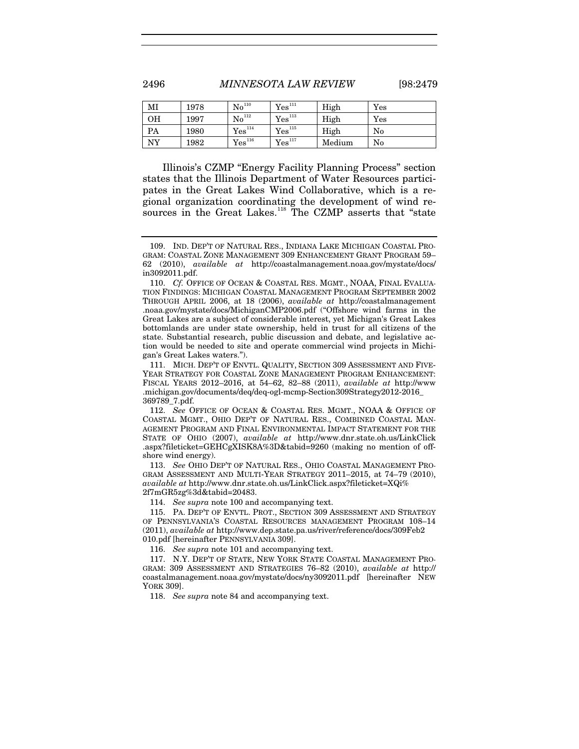| MI | 1978 | No[110] | Yes[111] | High | Yes |
|---|---|---|---|---|---|
| OH | 1997 | No[112] | Yes[113] | High | Yes |
| PA | 1980 | Yes[114] | Yes[115] | High | No |
| NY | 1982 | Yes[116] | Yes[117] | Medium | No |

Illinois's CZMP "Energy Facility Planning Process" section states that the Illinois Department of Water Resources participates in the Great Lakes Wind Collaborative, which is a regional organization coordinating the development of wind resources in the Great Lakes.[118] The CZMP asserts that "state

---

109. IND. DEP'T OF NATURAL RES., INDIANA LAKE MICHIGAN COASTAL PROGRAM: COASTAL ZONE MANAGEMENT 309 ENHANCEMENT GRANT PROGRAM 59–62 (2010), *available at* http://coastalmanagement.noaa.gov/mystate/docs/in3092011.pdf.

110. *Cf.* OFFICE OF OCEAN & COASTAL RES. MGMT., NOAA, FINAL EVALUATION FINDINGS: MICHIGAN COASTAL MANAGEMENT PROGRAM SEPTEMBER 2002 THROUGH APRIL 2006, at 18 (2006), *available at* http://coastalmanagement.noaa.gov/mystate/docs/MichiganCMP2006.pdf ("Offshore wind farms in the Great Lakes are a subject of considerable interest, yet Michigan's Great Lakes bottomlands are under state ownership, held in trust for all citizens of the state. Substantial research, public discussion and debate, and legislative action would be needed to site and operate commercial wind projects in Michigan's Great Lakes waters.").

111. MICH. DEP'T OF ENVTL. QUALITY, SECTION 309 ASSESSMENT AND FIVE-YEAR STRATEGY FOR COASTAL ZONE MANAGEMENT PROGRAM ENHANCEMENT: FISCAL YEARS 2012–2016, at 54–62, 82–88 (2011), *available at* http://www.michigan.gov/documents/deq/deq-ogl-mcmp-Section309Strategy2012-2016_369789_7.pdf.

112. *See* OFFICE OF OCEAN & COASTAL RES. MGMT., NOAA & OFFICE OF COASTAL MGMT., OHIO DEP'T OF NATURAL RES., COMBINED COASTAL MANAGEMENT PROGRAM AND FINAL ENVIRONMENTAL IMPACT STATEMENT FOR THE STATE OF OHIO (2007), *available at* http://www.dnr.state.oh.us/LinkClick.aspx?fileticket=GEHCgXISK8A%3D&tabid=9260 (making no mention of offshore wind energy).

113. *See* OHIO DEP'T OF NATURAL RES., OHIO COASTAL MANAGEMENT PROGRAM ASSESSMENT AND MULTI-YEAR STRATEGY 2011–2015, at 74–79 (2010), *available at* http://www.dnr.state.oh.us/LinkClick.aspx?fileticket=XQi%2f7mGR5zg%3d&tabid=20483.

114. *See supra* note 100 and accompanying text.

115. PA. DEP'T OF ENVTL. PROT., SECTION 309 ASSESSMENT AND STRATEGY OF PENNSYLVANIA'S COASTAL RESOURCES MANAGEMENT PROGRAM 108–14 (2011), *available at* http://www.dep.state.pa.us/river/reference/docs/309Feb2010.pdf [hereinafter PENNSYLVANIA 309].

116. *See supra* note 101 and accompanying text.

117. N.Y. DEP'T OF STATE, NEW YORK STATE COASTAL MANAGEMENT PROGRAM: 309 ASSESSMENT AND STRATEGIES 76–82 (2010), *available at* http://coastalmanagement.noaa.gov/mystate/docs/ny3092011.pdf [hereinafter NEW YORK 309].

118. *See supra* note 84 and accompanying text.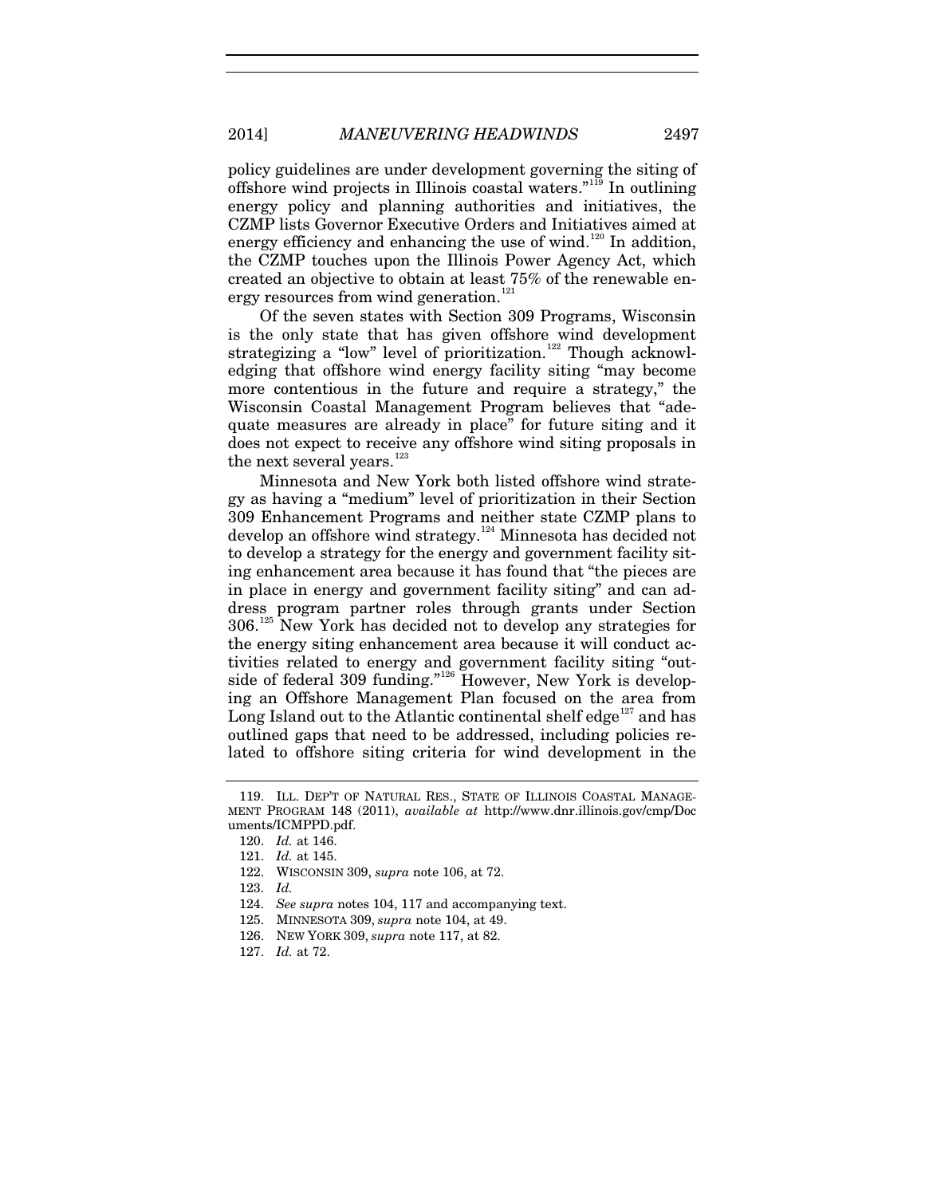policy guidelines are under development governing the siting of offshore wind projects in Illinois coastal waters."[119] In outlining energy policy and planning authorities and initiatives, the CZMP lists Governor Executive Orders and Initiatives aimed at energy efficiency and enhancing the use of wind.[120] In addition, the CZMP touches upon the Illinois Power Agency Act, which created an objective to obtain at least 75% of the renewable energy resources from wind generation.[121]

Of the seven states with Section 309 Programs, Wisconsin is the only state that has given offshore wind development strategizing a "low" level of prioritization.[122] Though acknowledging that offshore wind energy facility siting "may become more contentious in the future and require a strategy," the Wisconsin Coastal Management Program believes that "adequate measures are already in place" for future siting and it does not expect to receive any offshore wind siting proposals in the next several years.[123]

Minnesota and New York both listed offshore wind strategy as having a "medium" level of prioritization in their Section 309 Enhancement Programs and neither state CZMP plans to develop an offshore wind strategy.[124] Minnesota has decided not to develop a strategy for the energy and government facility siting enhancement area because it has found that "the pieces are in place in energy and government facility siting" and can address program partner roles through grants under Section 306.[125] New York has decided not to develop any strategies for the energy siting enhancement area because it will conduct activities related to energy and government facility siting "outside of federal 309 funding."[126] However, New York is developing an Offshore Management Plan focused on the area from Long Island out to the Atlantic continental shelf edge[127] and has outlined gaps that need to be addressed, including policies related to offshore siting criteria for wind development in the

---

119. ILL. DEP'T OF NATURAL RES., STATE OF ILLINOIS COASTAL MANAGEMENT PROGRAM 148 (2011), *available at* http://www.dnr.illinois.gov/cmp/Documents/ICMPPD.pdf.

120. *Id.* at 146.

121. *Id.* at 145.

122. WISCONSIN 309, *supra* note 106, at 72.

123. *Id.*

124. *See supra* notes 104, 117 and accompanying text.

125. MINNESOTA 309, *supra* note 104, at 49.

126. NEW YORK 309, *supra* note 117, at 82.

127. *Id.* at 72.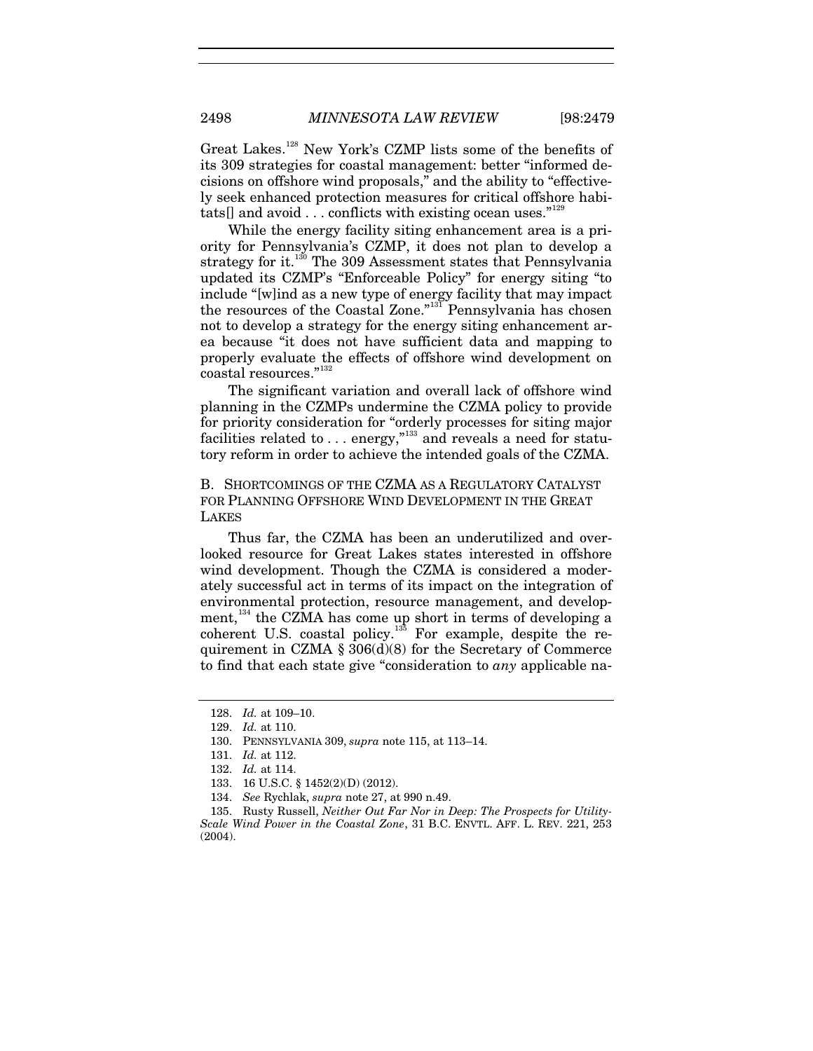Great Lakes.[128] New York's CZMP lists some of the benefits of its 309 strategies for coastal management: better "informed decisions on offshore wind proposals," and the ability to "effectively seek enhanced protection measures for critical offshore habitats[] and avoid . . . conflicts with existing ocean uses."[129]

While the energy facility siting enhancement area is a priority for Pennsylvania's CZMP, it does not plan to develop a strategy for it.[130] The 309 Assessment states that Pennsylvania updated its CZMP's "Enforceable Policy" for energy siting "to include "[w]ind as a new type of energy facility that may impact the resources of the Coastal Zone."[131] Pennsylvania has chosen not to develop a strategy for the energy siting enhancement area because "it does not have sufficient data and mapping to properly evaluate the effects of offshore wind development on coastal resources."[132]

The significant variation and overall lack of offshore wind planning in the CZMPs undermine the CZMA policy to provide for priority consideration for "orderly processes for siting major facilities related to . . . energy,"[133] and reveals a need for statutory reform in order to achieve the intended goals of the CZMA.

### B. SHORTCOMINGS OF THE CZMA AS A REGULATORY CATALYST FOR PLANNING OFFSHORE WIND DEVELOPMENT IN THE GREAT LAKES

Thus far, the CZMA has been an underutilized and overlooked resource for Great Lakes states interested in offshore wind development. Though the CZMA is considered a moderately successful act in terms of its impact on the integration of environmental protection, resource management, and development,[134] the CZMA has come up short in terms of developing a coherent U.S. coastal policy.[135] For example, despite the requirement in CZMA § 306(d)(8) for the Secretary of Commerce to find that each state give "consideration to *any* applicable na-

---

128. *Id.* at 109–10.

129. *Id.* at 110.

130. PENNSYLVANIA 309, *supra* note 115, at 113–14.

131. *Id.* at 112.

132. *Id.* at 114.

133. 16 U.S.C. § 1452(2)(D) (2012).

134. *See* Rychlak, *supra* note 27, at 990 n.49.

135. Rusty Russell, *Neither Out Far Nor in Deep: The Prospects for Utility-Scale Wind Power in the Coastal Zone*, 31 B.C. ENVTL. AFF. L. REV. 221, 253 (2004).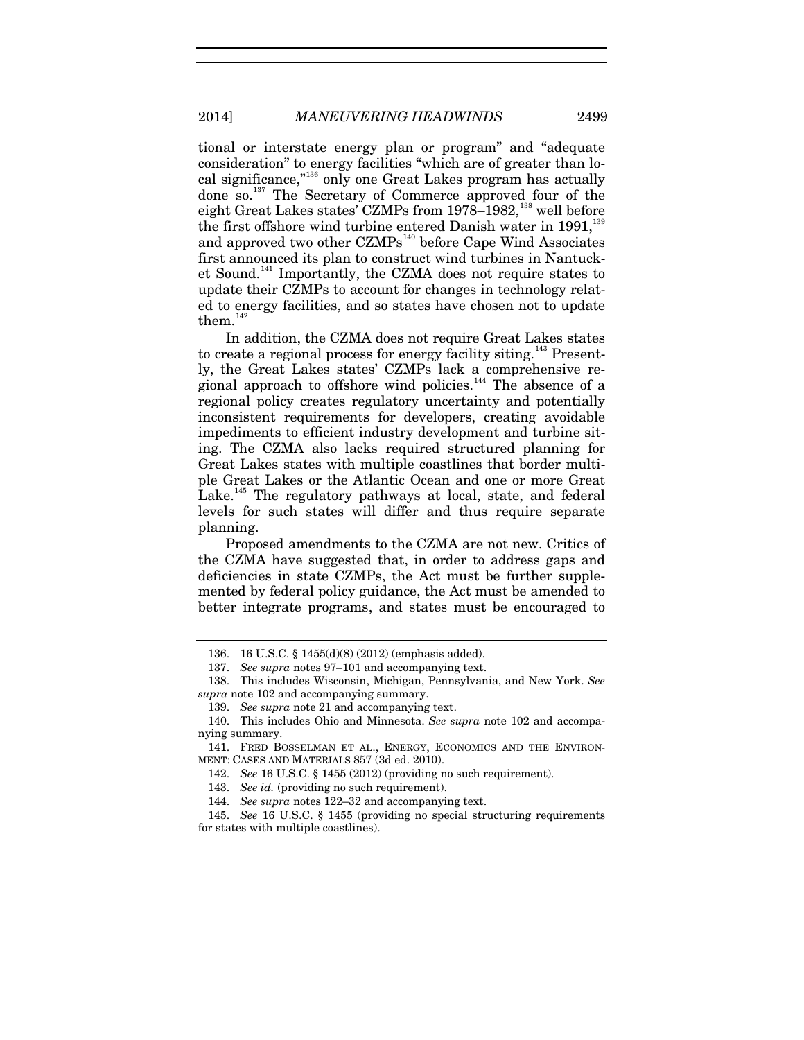tional or interstate energy plan or program" and "adequate consideration" to energy facilities "which are of greater than local significance,"[136] only one Great Lakes program has actually done so.[137] The Secretary of Commerce approved four of the eight Great Lakes states' CZMPs from 1978–1982,[138] well before the first offshore wind turbine entered Danish water in 1991,[139] and approved two other CZMPs[140] before Cape Wind Associates first announced its plan to construct wind turbines in Nantucket Sound.[141] Importantly, the CZMA does not require states to update their CZMPs to account for changes in technology related to energy facilities, and so states have chosen not to update them.[142]

In addition, the CZMA does not require Great Lakes states to create a regional process for energy facility siting.[143] Presently, the Great Lakes states' CZMPs lack a comprehensive regional approach to offshore wind policies.[144] The absence of a regional policy creates regulatory uncertainty and potentially inconsistent requirements for developers, creating avoidable impediments to efficient industry development and turbine siting. The CZMA also lacks required structured planning for Great Lakes states with multiple coastlines that border multiple Great Lakes or the Atlantic Ocean and one or more Great Lake.[145] The regulatory pathways at local, state, and federal levels for such states will differ and thus require separate planning.

Proposed amendments to the CZMA are not new. Critics of the CZMA have suggested that, in order to address gaps and deficiencies in state CZMPs, the Act must be further supplemented by federal policy guidance, the Act must be amended to better integrate programs, and states must be encouraged to

---

136. 16 U.S.C. § 1455(d)(8) (2012) (emphasis added).

137. *See supra* notes 97–101 and accompanying text.

138. This includes Wisconsin, Michigan, Pennsylvania, and New York. *See supra* note 102 and accompanying summary.

139. *See supra* note 21 and accompanying text.

140. This includes Ohio and Minnesota. *See supra* note 102 and accompanying summary.

141. FRED BOSSELMAN ET AL., ENERGY, ECONOMICS AND THE ENVIRONMENT: CASES AND MATERIALS 857 (3d ed. 2010).

142. *See* 16 U.S.C. § 1455 (2012) (providing no such requirement).

143. *See id.* (providing no such requirement).

144. *See supra* notes 122–32 and accompanying text.

145. *See* 16 U.S.C. § 1455 (providing no special structuring requirements for states with multiple coastlines).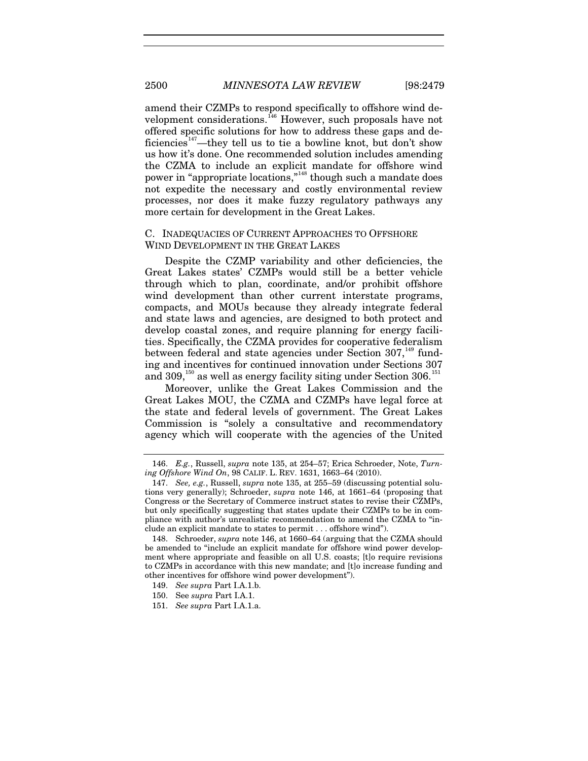amend their CZMPs to respond specifically to offshore wind development considerations.[146] However, such proposals have not offered specific solutions for how to address these gaps and deficiencies[147]—they tell us to tie a bowline knot, but don't show us how it's done. One recommended solution includes amending the CZMA to include an explicit mandate for offshore wind power in "appropriate locations,"[148] though such a mandate does not expedite the necessary and costly environmental review processes, nor does it make fuzzy regulatory pathways any more certain for development in the Great Lakes.

### C. INADEQUACIES OF CURRENT APPROACHES TO OFFSHORE WIND DEVELOPMENT IN THE GREAT LAKES

Despite the CZMP variability and other deficiencies, the Great Lakes states' CZMPs would still be a better vehicle through which to plan, coordinate, and/or prohibit offshore wind development than other current interstate programs, compacts, and MOUs because they already integrate federal and state laws and agencies, are designed to both protect and develop coastal zones, and require planning for energy facilities. Specifically, the CZMA provides for cooperative federalism between federal and state agencies under Section 307,[149] funding and incentives for continued innovation under Sections 307 and 309,[150] as well as energy facility siting under Section 306.[151]

Moreover, unlike the Great Lakes Commission and the Great Lakes MOU, the CZMA and CZMPs have legal force at the state and federal levels of government. The Great Lakes Commission is "solely a consultative and recommendatory agency which will cooperate with the agencies of the United

---

146. *E.g.*, Russell, *supra* note 135, at 254–57; Erica Schroeder, Note, *Turning Offshore Wind On*, 98 CALIF. L. REV. 1631, 1663–64 (2010).

147. *See, e.g.*, Russell, *supra* note 135, at 255–59 (discussing potential solutions very generally); Schroeder, *supra* note 146, at 1661–64 (proposing that Congress or the Secretary of Commerce instruct states to revise their CZMPs, but only specifically suggesting that states update their CZMPs to be in compliance with author's unrealistic recommendation to amend the CZMA to "include an explicit mandate to states to permit . . . offshore wind").

148. Schroeder, *supra* note 146, at 1660–64 (arguing that the CZMA should be amended to "include an explicit mandate for offshore wind power development where appropriate and feasible on all U.S. coasts; [t]o require revisions to CZMPs in accordance with this new mandate; and [t]o increase funding and other incentives for offshore wind power development").

149. *See supra* Part I.A.1.b.

150. See *supra* Part I.A.1.

151. *See supra* Part I.A.1.a.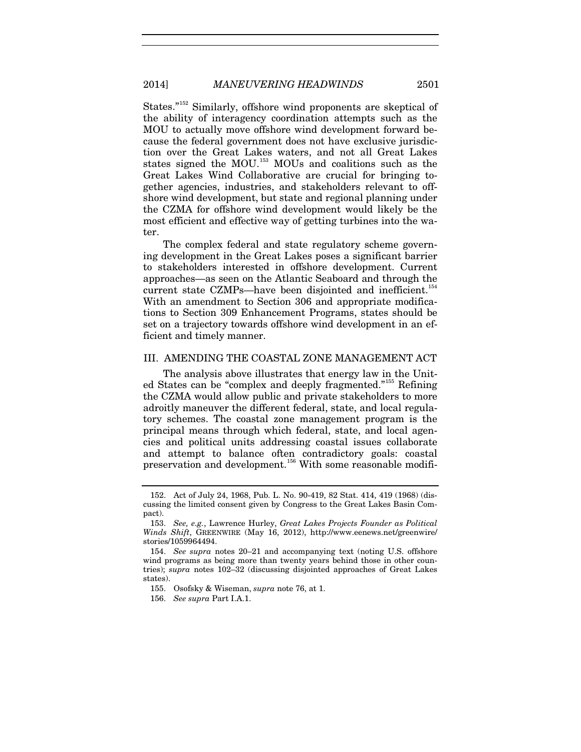States."[152] Similarly, offshore wind proponents are skeptical of the ability of interagency coordination attempts such as the MOU to actually move offshore wind development forward because the federal government does not have exclusive jurisdiction over the Great Lakes waters, and not all Great Lakes states signed the MOU.[153] MOUs and coalitions such as the Great Lakes Wind Collaborative are crucial for bringing together agencies, industries, and stakeholders relevant to offshore wind development, but state and regional planning under the CZMA for offshore wind development would likely be the most efficient and effective way of getting turbines into the water.

The complex federal and state regulatory scheme governing development in the Great Lakes poses a significant barrier to stakeholders interested in offshore development. Current approaches—as seen on the Atlantic Seaboard and through the current state CZMPs—have been disjointed and inefficient.[154] With an amendment to Section 306 and appropriate modifications to Section 309 Enhancement Programs, states should be set on a trajectory towards offshore wind development in an efficient and timely manner.

## III. AMENDING THE COASTAL ZONE MANAGEMENT ACT

The analysis above illustrates that energy law in the United States can be "complex and deeply fragmented."[155] Refining the CZMA would allow public and private stakeholders to more adroitly maneuver the different federal, state, and local regulatory schemes. The coastal zone management program is the principal means through which federal, state, and local agencies and political units addressing coastal issues collaborate and attempt to balance often contradictory goals: coastal preservation and development.[156] With some reasonable modifi-

---

152. Act of July 24, 1968, Pub. L. No. 90-419, 82 Stat. 414, 419 (1968) (discussing the limited consent given by Congress to the Great Lakes Basin Compact).

153. *See, e.g.*, Lawrence Hurley, *Great Lakes Projects Founder as Political Winds Shift*, GREENWIRE (May 16, 2012), http://www.eenews.net/greenwire/stories/1059964494.

154. *See supra* notes 20–21 and accompanying text (noting U.S. offshore wind programs as being more than twenty years behind those in other countries); *supra* notes 102–32 (discussing disjointed approaches of Great Lakes states).

155. Osofsky & Wiseman, *supra* note 76, at 1.

156. *See supra* Part I.A.1.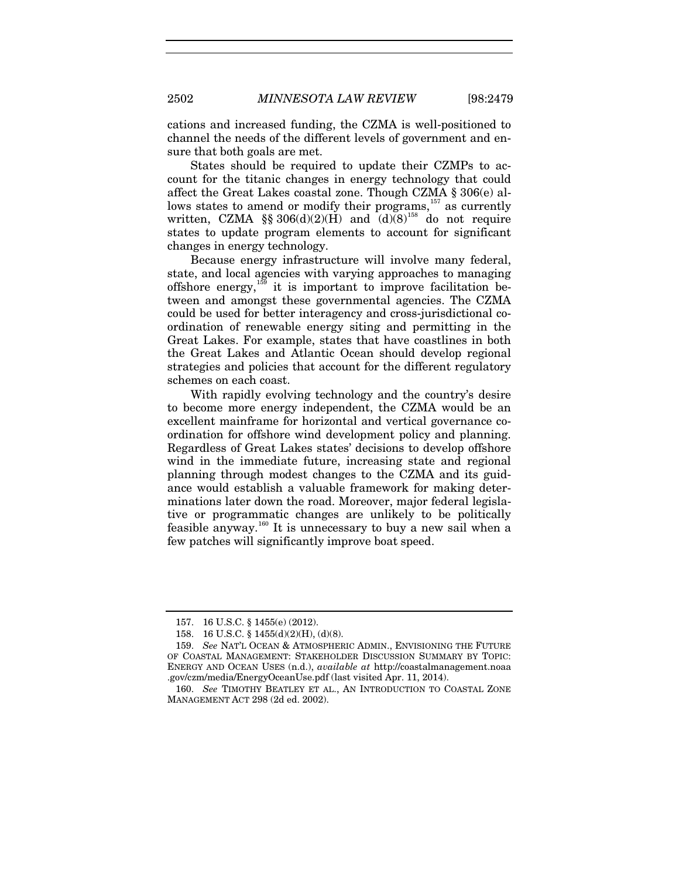cations and increased funding, the CZMA is well-positioned to channel the needs of the different levels of government and ensure that both goals are met.

States should be required to update their CZMPs to account for the titanic changes in energy technology that could affect the Great Lakes coastal zone. Though CZMA § 306(e) allows states to amend or modify their programs,[157] as currently written, CZMA §§ 306(d)(2)(H) and (d)(8)[158] do not require states to update program elements to account for significant changes in energy technology.

Because energy infrastructure will involve many federal, state, and local agencies with varying approaches to managing offshore energy,[159] it is important to improve facilitation between and amongst these governmental agencies. The CZMA could be used for better interagency and cross-jurisdictional coordination of renewable energy siting and permitting in the Great Lakes. For example, states that have coastlines in both the Great Lakes and Atlantic Ocean should develop regional strategies and policies that account for the different regulatory schemes on each coast.

With rapidly evolving technology and the country's desire to become more energy independent, the CZMA would be an excellent mainframe for horizontal and vertical governance coordination for offshore wind development policy and planning. Regardless of Great Lakes states' decisions to develop offshore wind in the immediate future, increasing state and regional planning through modest changes to the CZMA and its guidance would establish a valuable framework for making determinations later down the road. Moreover, major federal legislative or programmatic changes are unlikely to be politically feasible anyway.[160] It is unnecessary to buy a new sail when a few patches will significantly improve boat speed.

---

157. 16 U.S.C. § 1455(e) (2012).

158. 16 U.S.C. § 1455(d)(2)(H), (d)(8).

159. *See* NAT'L OCEAN & ATMOSPHERIC ADMIN., ENVISIONING THE FUTURE OF COASTAL MANAGEMENT: STAKEHOLDER DISCUSSION SUMMARY BY TOPIC: ENERGY AND OCEAN USES (n.d.), *available at* http://coastalmanagement.noaa.gov/czm/media/EnergyOceanUse.pdf (last visited Apr. 11, 2014).

160. *See* TIMOTHY BEATLEY ET AL., AN INTRODUCTION TO COASTAL ZONE MANAGEMENT ACT 298 (2d ed. 2002).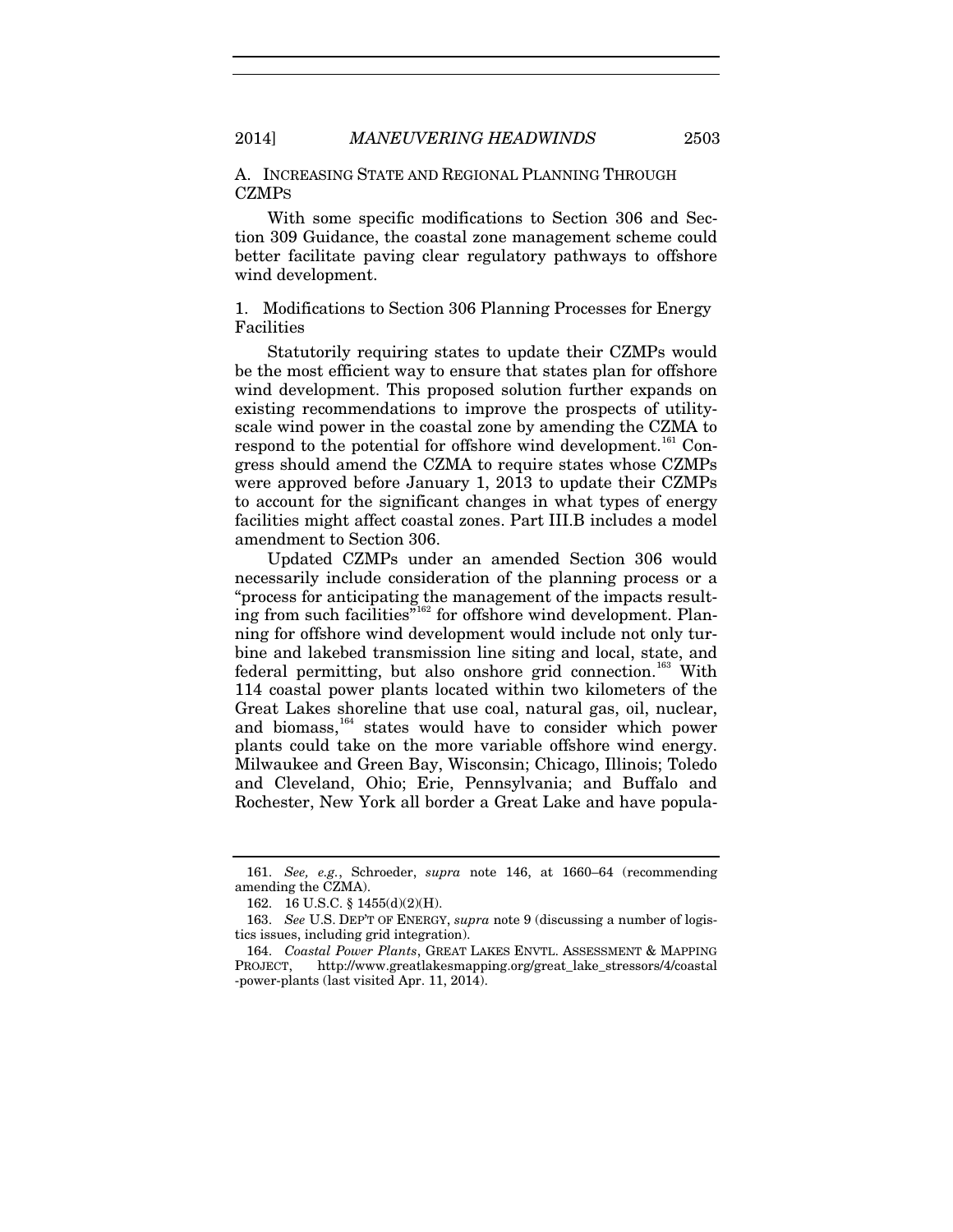### A. Increasing State and Regional Planning Through CZMPs

With some specific modifications to Section 306 and Section 309 Guidance, the coastal zone management scheme could better facilitate paving clear regulatory pathways to offshore wind development.

#### 1. Modifications to Section 306 Planning Processes for Energy Facilities

Statutorily requiring states to update their CZMPs would be the most efficient way to ensure that states plan for offshore wind development. This proposed solution further expands on existing recommendations to improve the prospects of utility-scale wind power in the coastal zone by amending the CZMA to respond to the potential for offshore wind development.[161] Congress should amend the CZMA to require states whose CZMPs were approved before January 1, 2013 to update their CZMPs to account for the significant changes in what types of energy facilities might affect coastal zones. Part III.B includes a model amendment to Section 306.

Updated CZMPs under an amended Section 306 would necessarily include consideration of the planning process or a "process for anticipating the management of the impacts resulting from such facilities"[162] for offshore wind development. Planning for offshore wind development would include not only turbine and lakebed transmission line siting and local, state, and federal permitting, but also onshore grid connection.[163] With 114 coastal power plants located within two kilometers of the Great Lakes shoreline that use coal, natural gas, oil, nuclear, and biomass,[164] states would have to consider which power plants could take on the more variable offshore wind energy. Milwaukee and Green Bay, Wisconsin; Chicago, Illinois; Toledo and Cleveland, Ohio; Erie, Pennsylvania; and Buffalo and Rochester, New York all border a Great Lake and have popula-

---

161. *See, e.g.*, Schroeder, *supra* note 146, at 1660–64 (recommending amending the CZMA).

162. 16 U.S.C. § 1455(d)(2)(H).

163. *See* U.S. DEP'T OF ENERGY, *supra* note 9 (discussing a number of logistics issues, including grid integration).

164. *Coastal Power Plants*, GREAT LAKES ENVTL. ASSESSMENT & MAPPING PROJECT, http://www.greatlakesmapping.org/great_lake_stressors/4/coastal-power-plants (last visited Apr. 11, 2014).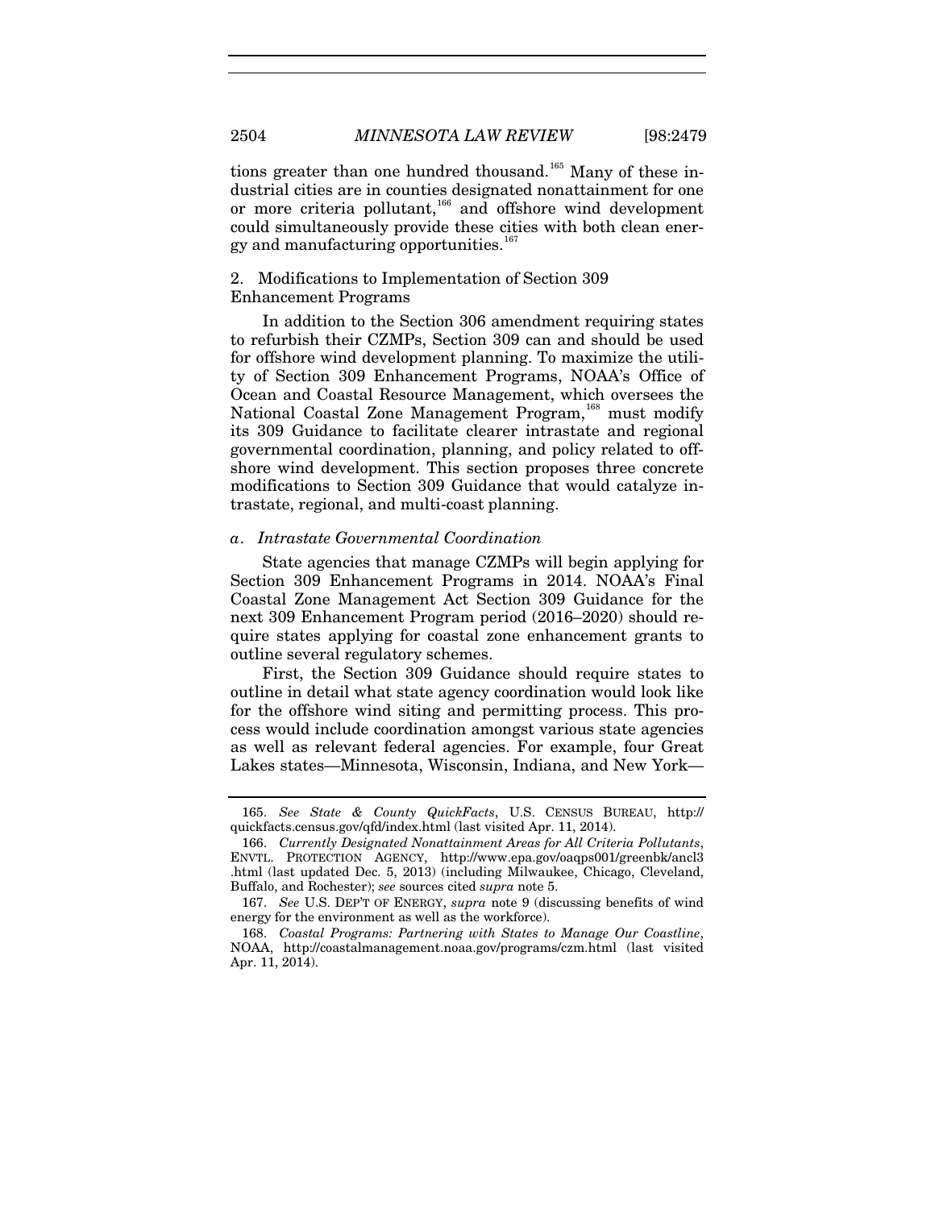tions greater than one hundred thousand.[165] Many of these industrial cities are in counties designated nonattainment for one or more criteria pollutant,[166] and offshore wind development could simultaneously provide these cities with both clean energy and manufacturing opportunities.[167]

### 2. Modifications to Implementation of Section 309 Enhancement Programs

In addition to the Section 306 amendment requiring states to refurbish their CZMPs, Section 309 can and should be used for offshore wind development planning. To maximize the utility of Section 309 Enhancement Programs, NOAA's Office of Ocean and Coastal Resource Management, which oversees the National Coastal Zone Management Program,[168] must modify its 309 Guidance to facilitate clearer intrastate and regional governmental coordination, planning, and policy related to offshore wind development. This section proposes three concrete modifications to Section 309 Guidance that would catalyze intrastate, regional, and multi-coast planning.

#### *a. Intrastate Governmental Coordination*

State agencies that manage CZMPs will begin applying for Section 309 Enhancement Programs in 2014. NOAA's Final Coastal Zone Management Act Section 309 Guidance for the next 309 Enhancement Program period (2016–2020) should require states applying for coastal zone enhancement grants to outline several regulatory schemes.

First, the Section 309 Guidance should require states to outline in detail what state agency coordination would look like for the offshore wind siting and permitting process. This process would include coordination amongst various state agencies as well as relevant federal agencies. For example, four Great Lakes states—Minnesota, Wisconsin, Indiana, and New York—

---

165. *See State & County QuickFacts*, U.S. CENSUS BUREAU, http://quickfacts.census.gov/qfd/index.html (last visited Apr. 11, 2014).

166. *Currently Designated Nonattainment Areas for All Criteria Pollutants*, ENVTL. PROTECTION AGENCY, http://www.epa.gov/oaqps001/greenbk/ancl3.html (last updated Dec. 5, 2013) (including Milwaukee, Chicago, Cleveland, Buffalo, and Rochester); *see* sources cited *supra* note 5.

167. *See* U.S. DEP'T OF ENERGY, *supra* note 9 (discussing benefits of wind energy for the environment as well as the workforce).

168. *Coastal Programs: Partnering with States to Manage Our Coastline*, NOAA, http://coastalmanagement.noaa.gov/programs/czm.html (last visited Apr. 11, 2014).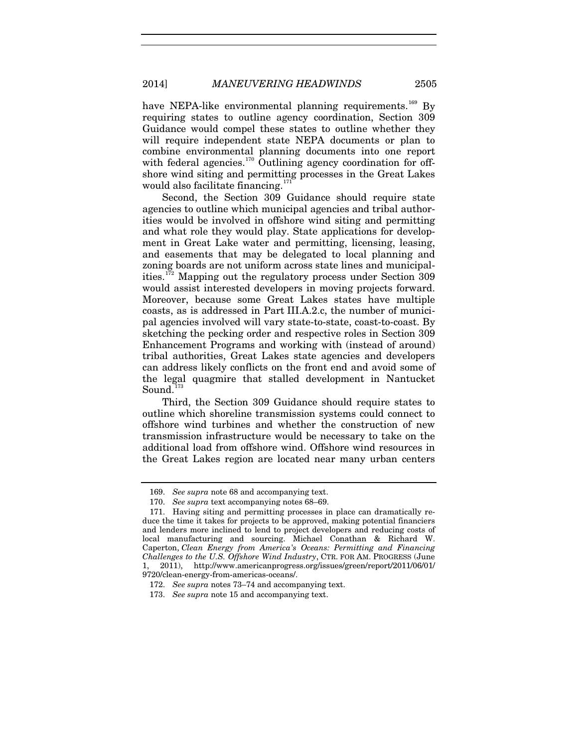have NEPA-like environmental planning requirements.[169] By requiring states to outline agency coordination, Section 309 Guidance would compel these states to outline whether they will require independent state NEPA documents or plan to combine environmental planning documents into one report with federal agencies.[170] Outlining agency coordination for offshore wind siting and permitting processes in the Great Lakes would also facilitate financing.[171]

Second, the Section 309 Guidance should require state agencies to outline which municipal agencies and tribal authorities would be involved in offshore wind siting and permitting and what role they would play. State applications for development in Great Lake water and permitting, licensing, leasing, and easements that may be delegated to local planning and zoning boards are not uniform across state lines and municipalities.[172] Mapping out the regulatory process under Section 309 would assist interested developers in moving projects forward. Moreover, because some Great Lakes states have multiple coasts, as is addressed in Part III.A.2.c, the number of municipal agencies involved will vary state-to-state, coast-to-coast. By sketching the pecking order and respective roles in Section 309 Enhancement Programs and working with (instead of around) tribal authorities, Great Lakes state agencies and developers can address likely conflicts on the front end and avoid some of the legal quagmire that stalled development in Nantucket Sound.[173]

Third, the Section 309 Guidance should require states to outline which shoreline transmission systems could connect to offshore wind turbines and whether the construction of new transmission infrastructure would be necessary to take on the additional load from offshore wind. Offshore wind resources in the Great Lakes region are located near many urban centers

---

169. *See supra* note 68 and accompanying text.

170. *See supra* text accompanying notes 68–69.

171. Having siting and permitting processes in place can dramatically reduce the time it takes for projects to be approved, making potential financiers and lenders more inclined to lend to project developers and reducing costs of local manufacturing and sourcing. Michael Conathan & Richard W. Caperton, *Clean Energy from America's Oceans: Permitting and Financing Challenges to the U.S. Offshore Wind Industry*, CTR. FOR AM. PROGRESS (June 1, 2011), http://www.americanprogress.org/issues/green/report/2011/06/01/9720/clean-energy-from-americas-oceans/.

172. *See supra* notes 73–74 and accompanying text.

173. *See supra* note 15 and accompanying text.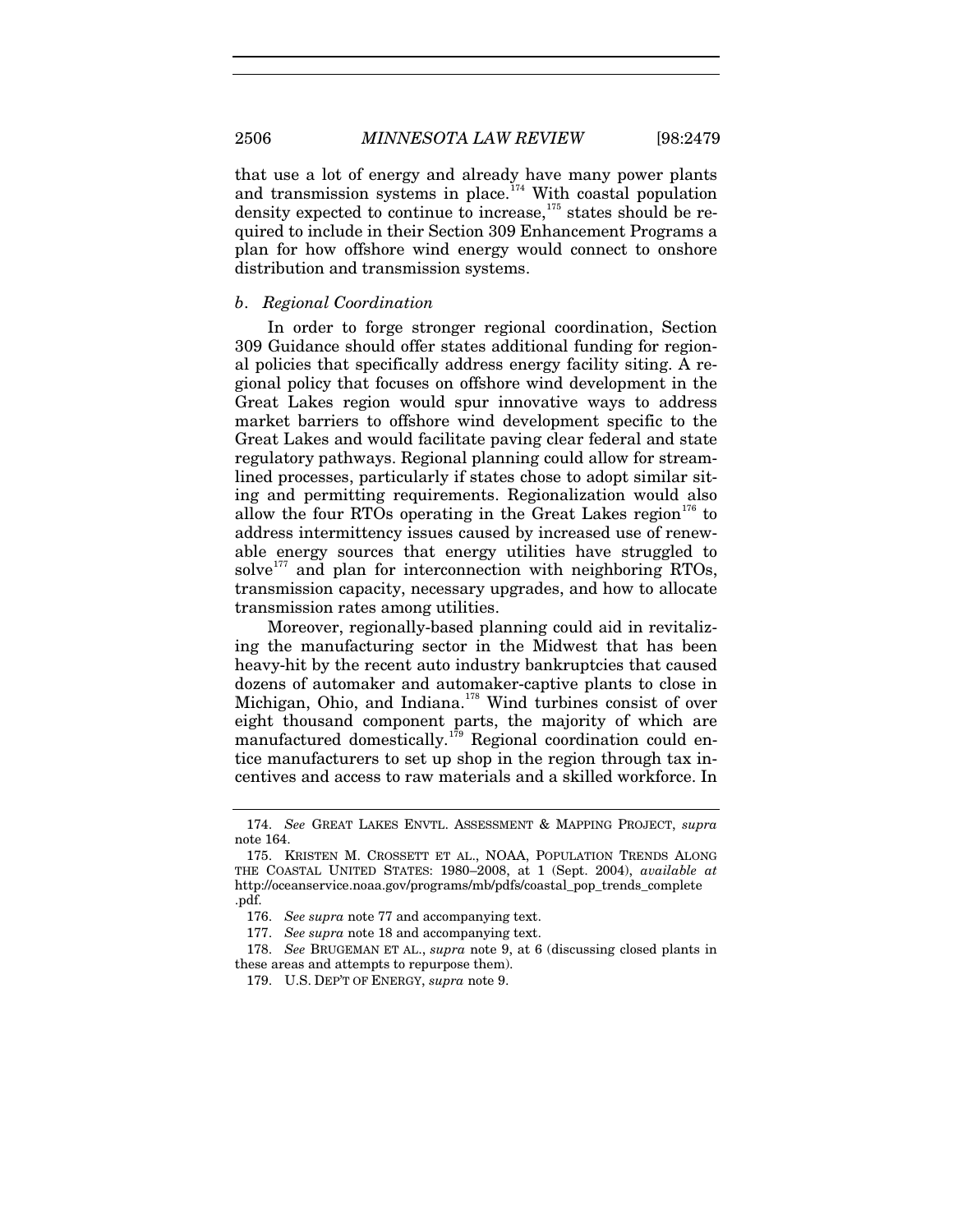that use a lot of energy and already have many power plants and transmission systems in place.[174] With coastal population density expected to continue to increase,[175] states should be required to include in their Section 309 Enhancement Programs a plan for how offshore wind energy would connect to onshore distribution and transmission systems.

### *b. Regional Coordination*

In order to forge stronger regional coordination, Section 309 Guidance should offer states additional funding for regional policies that specifically address energy facility siting. A regional policy that focuses on offshore wind development in the Great Lakes region would spur innovative ways to address market barriers to offshore wind development specific to the Great Lakes and would facilitate paving clear federal and state regulatory pathways. Regional planning could allow for streamlined processes, particularly if states chose to adopt similar siting and permitting requirements. Regionalization would also allow the four RTOs operating in the Great Lakes region[176] to address intermittency issues caused by increased use of renewable energy sources that energy utilities have struggled to solve[177] and plan for interconnection with neighboring RTOs, transmission capacity, necessary upgrades, and how to allocate transmission rates among utilities.

Moreover, regionally-based planning could aid in revitalizing the manufacturing sector in the Midwest that has been heavy-hit by the recent auto industry bankruptcies that caused dozens of automaker and automaker-captive plants to close in Michigan, Ohio, and Indiana.[178] Wind turbines consist of over eight thousand component parts, the majority of which are manufactured domestically.[179] Regional coordination could entice manufacturers to set up shop in the region through tax incentives and access to raw materials and a skilled workforce. In

---

174. *See* GREAT LAKES ENVTL. ASSESSMENT & MAPPING PROJECT, *supra* note 164.

175. KRISTEN M. CROSSETT ET AL., NOAA, POPULATION TRENDS ALONG THE COASTAL UNITED STATES: 1980–2008, at 1 (Sept. 2004), *available at* http://oceanservice.noaa.gov/programs/mb/pdfs/coastal_pop_trends_complete.pdf.

176. *See supra* note 77 and accompanying text.

177. *See supra* note 18 and accompanying text.

178. *See* BRUGEMAN ET AL., *supra* note 9, at 6 (discussing closed plants in these areas and attempts to repurpose them).

179. U.S. DEP'T OF ENERGY, *supra* note 9.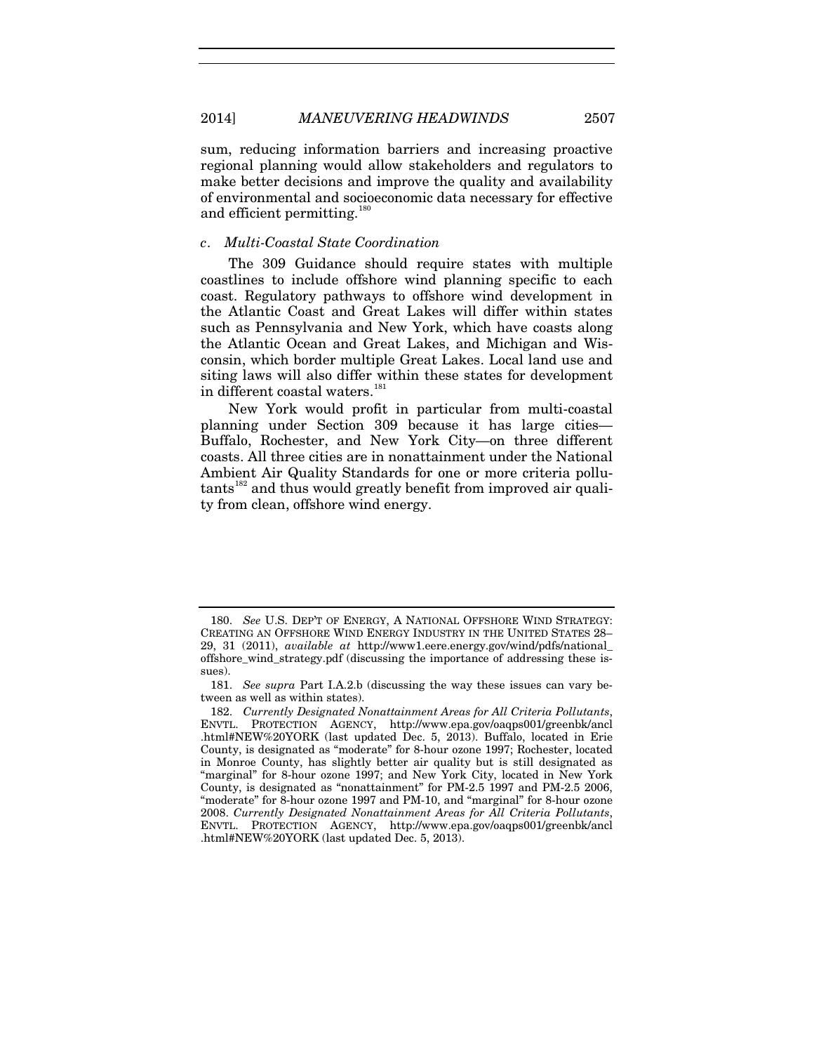sum, reducing information barriers and increasing proactive regional planning would allow stakeholders and regulators to make better decisions and improve the quality and availability of environmental and socioeconomic data necessary for effective and efficient permitting.[180]

#### c. *Multi-Coastal State Coordination*

The 309 Guidance should require states with multiple coastlines to include offshore wind planning specific to each coast. Regulatory pathways to offshore wind development in the Atlantic Coast and Great Lakes will differ within states such as Pennsylvania and New York, which have coasts along the Atlantic Ocean and Great Lakes, and Michigan and Wisconsin, which border multiple Great Lakes. Local land use and siting laws will also differ within these states for development in different coastal waters.[181]

New York would profit in particular from multi-coastal planning under Section 309 because it has large cities—Buffalo, Rochester, and New York City—on three different coasts. All three cities are in nonattainment under the National Ambient Air Quality Standards for one or more criteria pollutants[182] and thus would greatly benefit from improved air quality from clean, offshore wind energy.

---

180. *See* U.S. DEP'T OF ENERGY, A NATIONAL OFFSHORE WIND STRATEGY: CREATING AN OFFSHORE WIND ENERGY INDUSTRY IN THE UNITED STATES 28–29, 31 (2011), *available at* http://www1.eere.energy.gov/wind/pdfs/national_offshore_wind_strategy.pdf (discussing the importance of addressing these issues).

181. *See supra* Part I.A.2.b (discussing the way these issues can vary between as well as within states).

182. *Currently Designated Nonattainment Areas for All Criteria Pollutants*, ENVTL. PROTECTION AGENCY, http://www.epa.gov/oaqps001/greenbk/ancl.html#NEW%20YORK (last updated Dec. 5, 2013). Buffalo, located in Erie County, is designated as "moderate" for 8-hour ozone 1997; Rochester, located in Monroe County, has slightly better air quality but is still designated as "marginal" for 8-hour ozone 1997; and New York City, located in New York County, is designated as "nonattainment" for PM-2.5 1997 and PM-2.5 2006, "moderate" for 8-hour ozone 1997 and PM-10, and "marginal" for 8-hour ozone 2008. *Currently Designated Nonattainment Areas for All Criteria Pollutants*, ENVTL. PROTECTION AGENCY, http://www.epa.gov/oaqps001/greenbk/ancl.html#NEW%20YORK (last updated Dec. 5, 2013).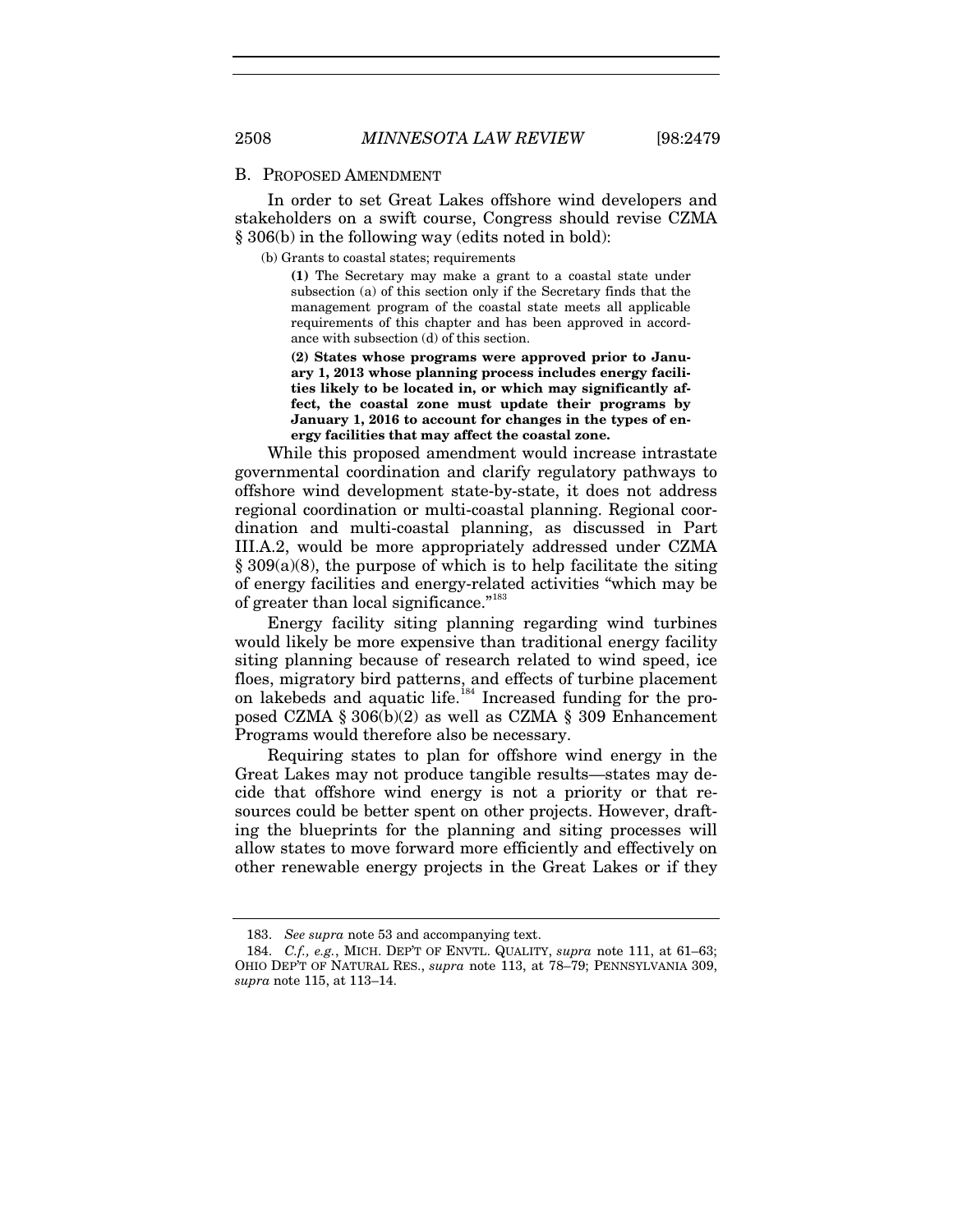## B. PROPOSED AMENDMENT

In order to set Great Lakes offshore wind developers and stakeholders on a swift course, Congress should revise CZMA § 306(b) in the following way (edits noted in bold):

> (b) Grants to coastal states; requirements
>
> **(1)** The Secretary may make a grant to a coastal state under subsection (a) of this section only if the Secretary finds that the management program of the coastal state meets all applicable requirements of this chapter and has been approved in accordance with subsection (d) of this section.
>
> **(2) States whose programs were approved prior to January 1, 2013 whose planning process includes energy facilities likely to be located in, or which may significantly affect, the coastal zone must update their programs by January 1, 2016 to account for changes in the types of energy facilities that may affect the coastal zone.**

While this proposed amendment would increase intrastate governmental coordination and clarify regulatory pathways to offshore wind development state-by-state, it does not address regional coordination or multi-coastal planning. Regional coordination and multi-coastal planning, as discussed in Part III.A.2, would be more appropriately addressed under CZMA § 309(a)(8), the purpose of which is to help facilitate the siting of energy facilities and energy-related activities "which may be of greater than local significance."[183]

Energy facility siting planning regarding wind turbines would likely be more expensive than traditional energy facility siting planning because of research related to wind speed, ice floes, migratory bird patterns, and effects of turbine placement on lakebeds and aquatic life.[184] Increased funding for the proposed CZMA § 306(b)(2) as well as CZMA § 309 Enhancement Programs would therefore also be necessary.

Requiring states to plan for offshore wind energy in the Great Lakes may not produce tangible results—states may decide that offshore wind energy is not a priority or that resources could be better spent on other projects. However, drafting the blueprints for the planning and siting processes will allow states to move forward more efficiently and effectively on other renewable energy projects in the Great Lakes or if they

---

183. *See supra* note 53 and accompanying text.

184. *C.f., e.g.*, MICH. DEP'T OF ENVTL. QUALITY, *supra* note 111, at 61–63; OHIO DEP'T OF NATURAL RES., *supra* note 113, at 78–79; PENNSYLVANIA 309, *supra* note 115, at 113–14.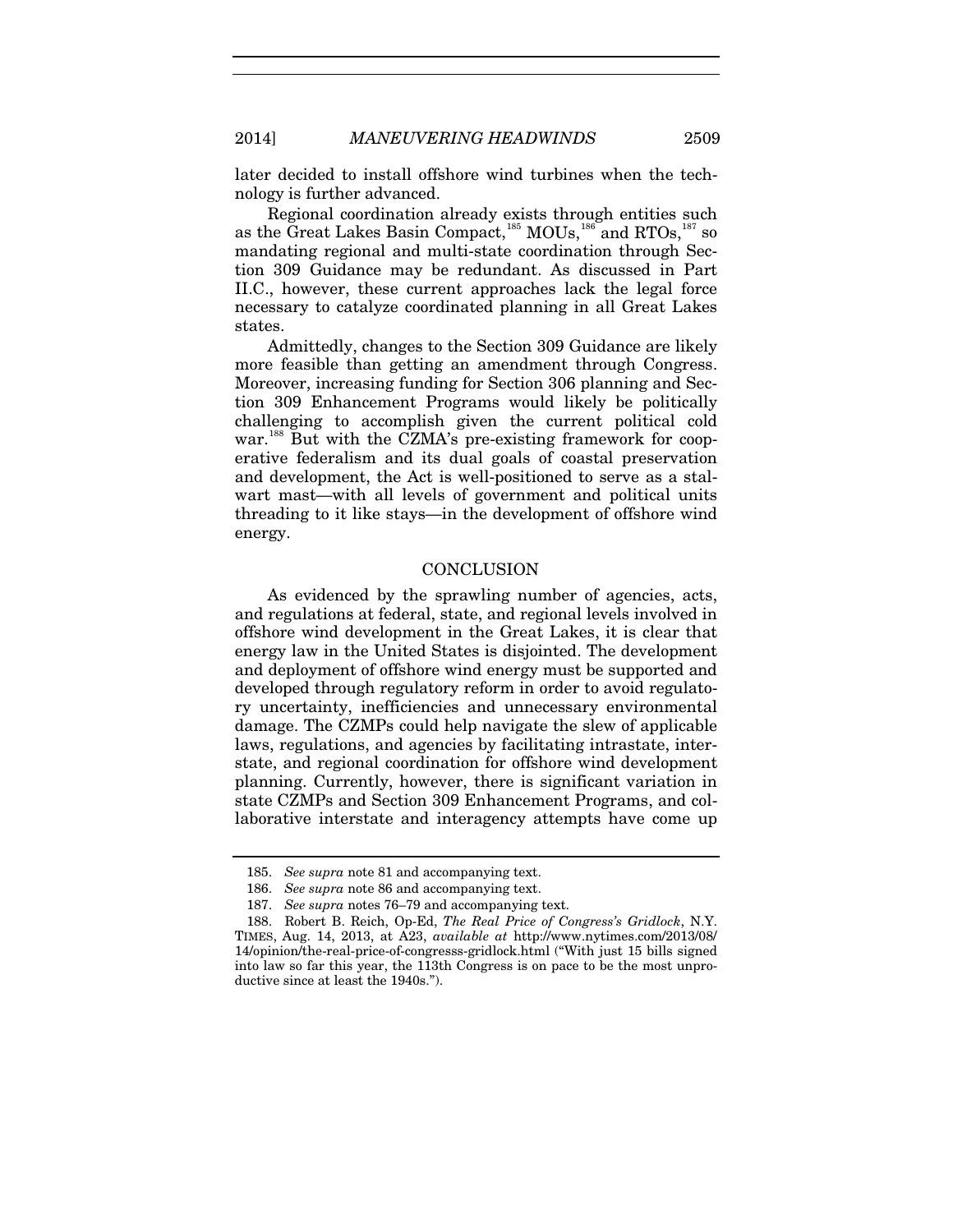later decided to install offshore wind turbines when the technology is further advanced.

Regional coordination already exists through entities such as the Great Lakes Basin Compact,[185] MOUs,[186] and RTOs,[187] so mandating regional and multi-state coordination through Section 309 Guidance may be redundant. As discussed in Part II.C., however, these current approaches lack the legal force necessary to catalyze coordinated planning in all Great Lakes states.

Admittedly, changes to the Section 309 Guidance are likely more feasible than getting an amendment through Congress. Moreover, increasing funding for Section 306 planning and Section 309 Enhancement Programs would likely be politically challenging to accomplish given the current political cold war.[188] But with the CZMA's pre-existing framework for cooperative federalism and its dual goals of coastal preservation and development, the Act is well-positioned to serve as a stalwart mast—with all levels of government and political units threading to it like stays—in the development of offshore wind energy.

## CONCLUSION

As evidenced by the sprawling number of agencies, acts, and regulations at federal, state, and regional levels involved in offshore wind development in the Great Lakes, it is clear that energy law in the United States is disjointed. The development and deployment of offshore wind energy must be supported and developed through regulatory reform in order to avoid regulatory uncertainty, inefficiencies and unnecessary environmental damage. The CZMPs could help navigate the slew of applicable laws, regulations, and agencies by facilitating intrastate, interstate, and regional coordination for offshore wind development planning. Currently, however, there is significant variation in state CZMPs and Section 309 Enhancement Programs, and collaborative interstate and interagency attempts have come up

---

185. *See supra* note 81 and accompanying text.

186. *See supra* note 86 and accompanying text.

187. *See supra* notes 76–79 and accompanying text.

188. Robert B. Reich, Op-Ed, *The Real Price of Congress's Gridlock*, N.Y. TIMES, Aug. 14, 2013, at A23, *available at* http://www.nytimes.com/2013/08/14/opinion/the-real-price-of-congresss-gridlock.html ("With just 15 bills signed into law so far this year, the 113th Congress is on pace to be the most unproductive since at least the 1940s.").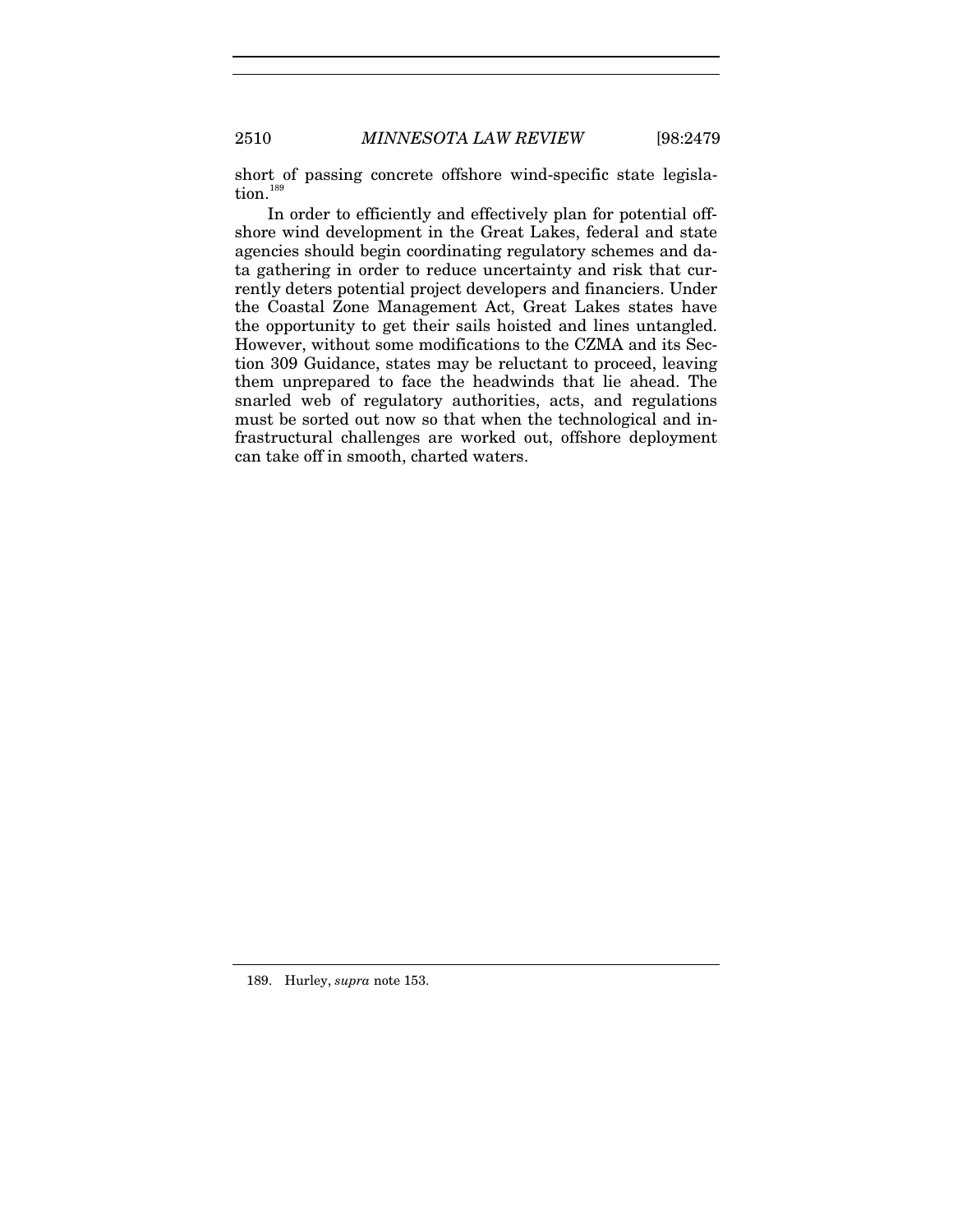short of passing concrete offshore wind-specific state legislation.[189]

In order to efficiently and effectively plan for potential offshore wind development in the Great Lakes, federal and state agencies should begin coordinating regulatory schemes and data gathering in order to reduce uncertainty and risk that currently deters potential project developers and financiers. Under the Coastal Zone Management Act, Great Lakes states have the opportunity to get their sails hoisted and lines untangled. However, without some modifications to the CZMA and its Section 309 Guidance, states may be reluctant to proceed, leaving them unprepared to face the headwinds that lie ahead. The snarled web of regulatory authorities, acts, and regulations must be sorted out now so that when the technological and infrastructural challenges are worked out, offshore deployment can take off in smooth, charted waters.

189. Hurley, *supra* note 153.